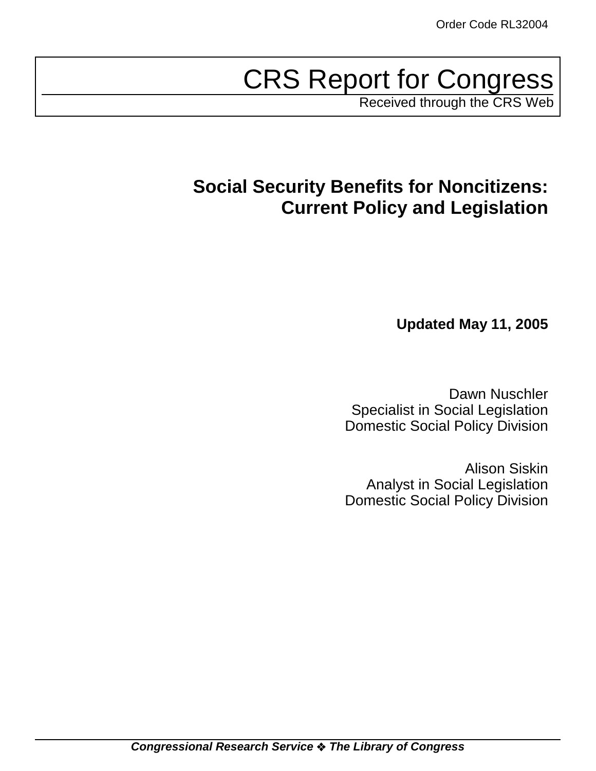Order Code RL32004

# CRS Report for Congress

Received through the CRS Web

## Social Security Benefits for Noncitizens: Current Policy and Legislation

**Updated May 11, 2005**

Dawn Nuschler
Specialist in Social Legislation
Domestic Social Policy Division

Alison Siskin
Analyst in Social Legislation
Domestic Social Policy Division

***Congressional Research Service ❖ The Library of Congress***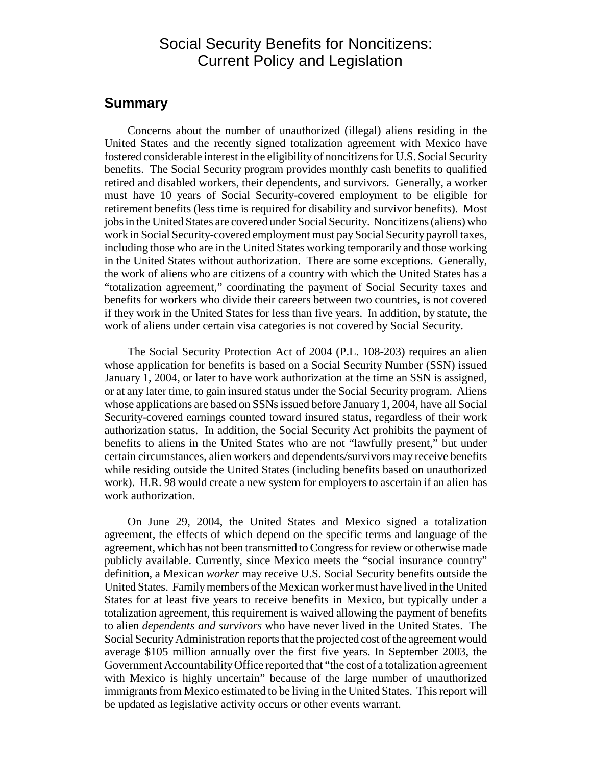# Social Security Benefits for Noncitizens: Current Policy and Legislation

## Summary

Concerns about the number of unauthorized (illegal) aliens residing in the United States and the recently signed totalization agreement with Mexico have fostered considerable interest in the eligibility of noncitizens for U.S. Social Security benefits. The Social Security program provides monthly cash benefits to qualified retired and disabled workers, their dependents, and survivors. Generally, a worker must have 10 years of Social Security-covered employment to be eligible for retirement benefits (less time is required for disability and survivor benefits). Most jobs in the United States are covered under Social Security. Noncitizens (aliens) who work in Social Security-covered employment must pay Social Security payroll taxes, including those who are in the United States working temporarily and those working in the United States without authorization. There are some exceptions. Generally, the work of aliens who are citizens of a country with which the United States has a "totalization agreement," coordinating the payment of Social Security taxes and benefits for workers who divide their careers between two countries, is not covered if they work in the United States for less than five years. In addition, by statute, the work of aliens under certain visa categories is not covered by Social Security.

The Social Security Protection Act of 2004 (P.L. 108-203) requires an alien whose application for benefits is based on a Social Security Number (SSN) issued January 1, 2004, or later to have work authorization at the time an SSN is assigned, or at any later time, to gain insured status under the Social Security program. Aliens whose applications are based on SSNs issued before January 1, 2004, have all Social Security-covered earnings counted toward insured status, regardless of their work authorization status. In addition, the Social Security Act prohibits the payment of benefits to aliens in the United States who are not "lawfully present," but under certain circumstances, alien workers and dependents/survivors may receive benefits while residing outside the United States (including benefits based on unauthorized work). H.R. 98 would create a new system for employers to ascertain if an alien has work authorization.

On June 29, 2004, the United States and Mexico signed a totalization agreement, the effects of which depend on the specific terms and language of the agreement, which has not been transmitted to Congress for review or otherwise made publicly available. Currently, since Mexico meets the "social insurance country" definition, a Mexican *worker* may receive U.S. Social Security benefits outside the United States. Family members of the Mexican worker must have lived in the United States for at least five years to receive benefits in Mexico, but typically under a totalization agreement, this requirement is waived allowing the payment of benefits to alien *dependents and survivors* who have never lived in the United States. The Social Security Administration reports that the projected cost of the agreement would average $105 million annually over the first five years. In September 2003, the Government Accountability Office reported that "the cost of a totalization agreement with Mexico is highly uncertain" because of the large number of unauthorized immigrants from Mexico estimated to be living in the United States. This report will be updated as legislative activity occurs or other events warrant.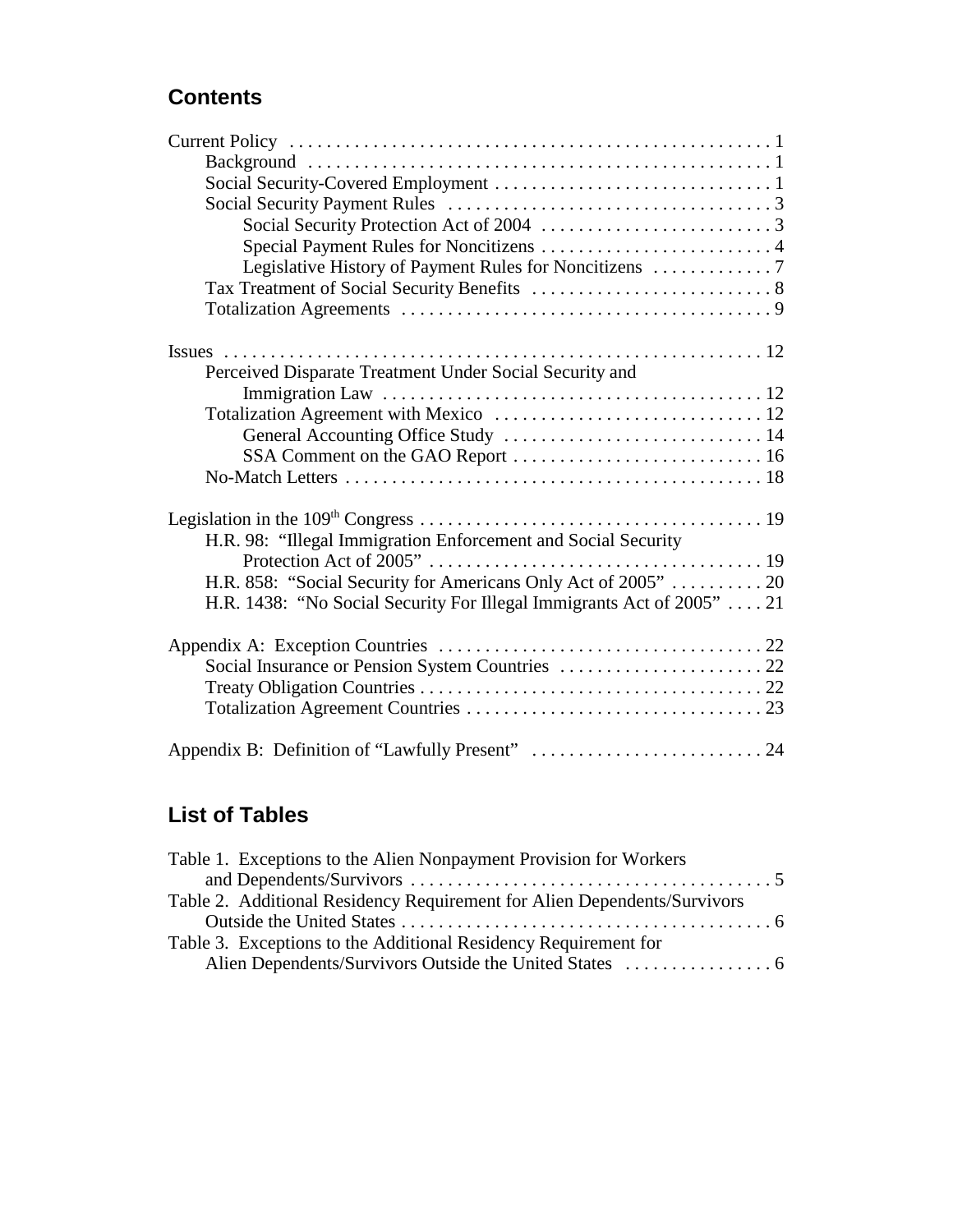## Contents

Current Policy . . . . . . . . . . . . . . . . . . . . . . . . . . . . . . . . . . . . . . . . . . . . . . . . . . . . 1
- Background . . . . . . . . . . . . . . . . . . . . . . . . . . . . . . . . . . . . . . . . . . . . . . . . . . 1
- Social Security-Covered Employment . . . . . . . . . . . . . . . . . . . . . . . . . . . . . . 1
- Social Security Payment Rules . . . . . . . . . . . . . . . . . . . . . . . . . . . . . . . . . . . 3
  - Social Security Protection Act of 2004 . . . . . . . . . . . . . . . . . . . . . . . . . 3
  - Special Payment Rules for Noncitizens . . . . . . . . . . . . . . . . . . . . . . . . . 4
  - Legislative History of Payment Rules for Noncitizens . . . . . . . . . . . . . 7
- Tax Treatment of Social Security Benefits . . . . . . . . . . . . . . . . . . . . . . . . . . 8
- Totalization Agreements . . . . . . . . . . . . . . . . . . . . . . . . . . . . . . . . . . . . . . . . 9

Issues . . . . . . . . . . . . . . . . . . . . . . . . . . . . . . . . . . . . . . . . . . . . . . . . . . . . . . . . . . 12
- Perceived Disparate Treatment Under Social Security and Immigration Law . . . . . . . . . . . . . . . . . . . . . . . . . . . . . . . . . . . . . . . . . 12
- Totalization Agreement with Mexico . . . . . . . . . . . . . . . . . . . . . . . . . . . . . 12
  - General Accounting Office Study . . . . . . . . . . . . . . . . . . . . . . . . . . . . 14
  - SSA Comment on the GAO Report . . . . . . . . . . . . . . . . . . . . . . . . . . . 16
- No-Match Letters . . . . . . . . . . . . . . . . . . . . . . . . . . . . . . . . . . . . . . . . . . . . . 18

Legislation in the 109th Congress . . . . . . . . . . . . . . . . . . . . . . . . . . . . . . . . . . . . . 19
- H.R. 98: "Illegal Immigration Enforcement and Social Security Protection Act of 2005" . . . . . . . . . . . . . . . . . . . . . . . . . . . . . . . . . . . 19
- H.R. 858: "Social Security for Americans Only Act of 2005" . . . . . . . . . . 20
- H.R. 1438: "No Social Security For Illegal Immigrants Act of 2005" . . . . 21

Appendix A: Exception Countries . . . . . . . . . . . . . . . . . . . . . . . . . . . . . . . . . . . 22
- Social Insurance or Pension System Countries . . . . . . . . . . . . . . . . . . . . . . 22
- Treaty Obligation Countries . . . . . . . . . . . . . . . . . . . . . . . . . . . . . . . . . . . . . 22
- Totalization Agreement Countries . . . . . . . . . . . . . . . . . . . . . . . . . . . . . . . . 23

Appendix B: Definition of "Lawfully Present" . . . . . . . . . . . . . . . . . . . . . . . . . 24

## List of Tables

Table 1. Exceptions to the Alien Nonpayment Provision for Workers and Dependents/Survivors . . . . . . . . . . . . . . . . . . . . . . . . . . . . . . . . . . . . . . . 5

Table 2. Additional Residency Requirement for Alien Dependents/Survivors Outside the United States . . . . . . . . . . . . . . . . . . . . . . . . . . . . . . . . . . . . . . . 6

Table 3. Exceptions to the Additional Residency Requirement for Alien Dependents/Survivors Outside the United States . . . . . . . . . . . . . . . . 6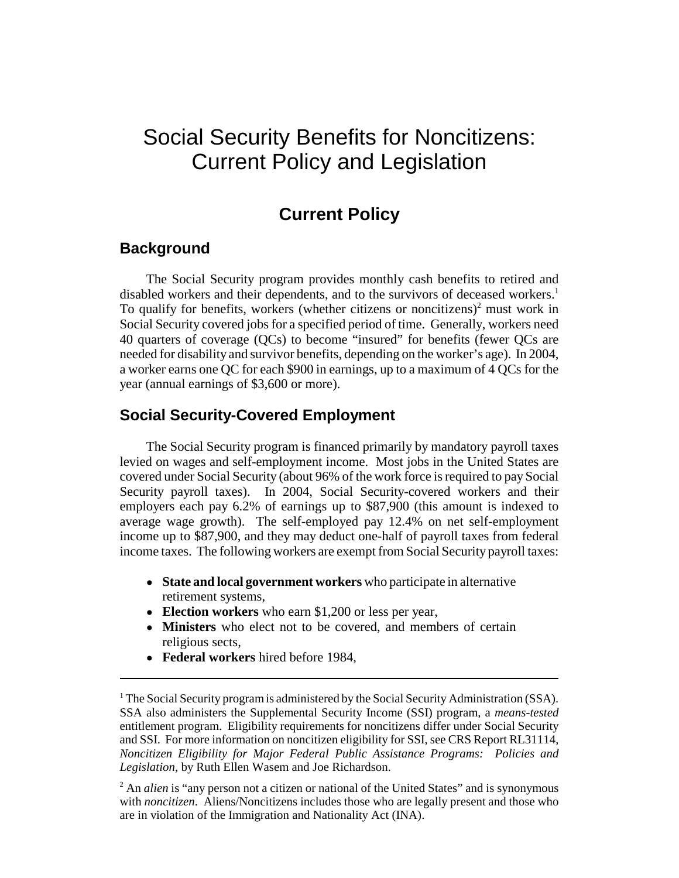# Social Security Benefits for Noncitizens: Current Policy and Legislation

## Current Policy

### Background

The Social Security program provides monthly cash benefits to retired and disabled workers and their dependents, and to the survivors of deceased workers.[1] To qualify for benefits, workers (whether citizens or noncitizens)[2] must work in Social Security covered jobs for a specified period of time. Generally, workers need 40 quarters of coverage (QCs) to become "insured" for benefits (fewer QCs are needed for disability and survivor benefits, depending on the worker's age). In 2004, a worker earns one QC for each $900 in earnings, up to a maximum of 4 QCs for the year (annual earnings of $3,600 or more).

### Social Security-Covered Employment

The Social Security program is financed primarily by mandatory payroll taxes levied on wages and self-employment income. Most jobs in the United States are covered under Social Security (about 96% of the work force is required to pay Social Security payroll taxes). In 2004, Social Security-covered workers and their employers each pay 6.2% of earnings up to $87,900 (this amount is indexed to average wage growth). The self-employed pay 12.4% on net self-employment income up to $87,900, and they may deduct one-half of payroll taxes from federal income taxes. The following workers are exempt from Social Security payroll taxes:

- **State and local government workers** who participate in alternative retirement systems,
- **Election workers** who earn $1,200 or less per year,
- **Ministers** who elect not to be covered, and members of certain religious sects,
- **Federal workers** hired before 1984,

---

[1] The Social Security program is administered by the Social Security Administration (SSA). SSA also administers the Supplemental Security Income (SSI) program, a *means-tested* entitlement program. Eligibility requirements for noncitizens differ under Social Security and SSI. For more information on noncitizen eligibility for SSI, see CRS Report RL31114, *Noncitizen Eligibility for Major Federal Public Assistance Programs: Policies and Legislation*, by Ruth Ellen Wasem and Joe Richardson.

[2] An *alien* is "any person not a citizen or national of the United States" and is synonymous with *noncitizen*. Aliens/Noncitizens includes those who are legally present and those who are in violation of the Immigration and Nationality Act (INA).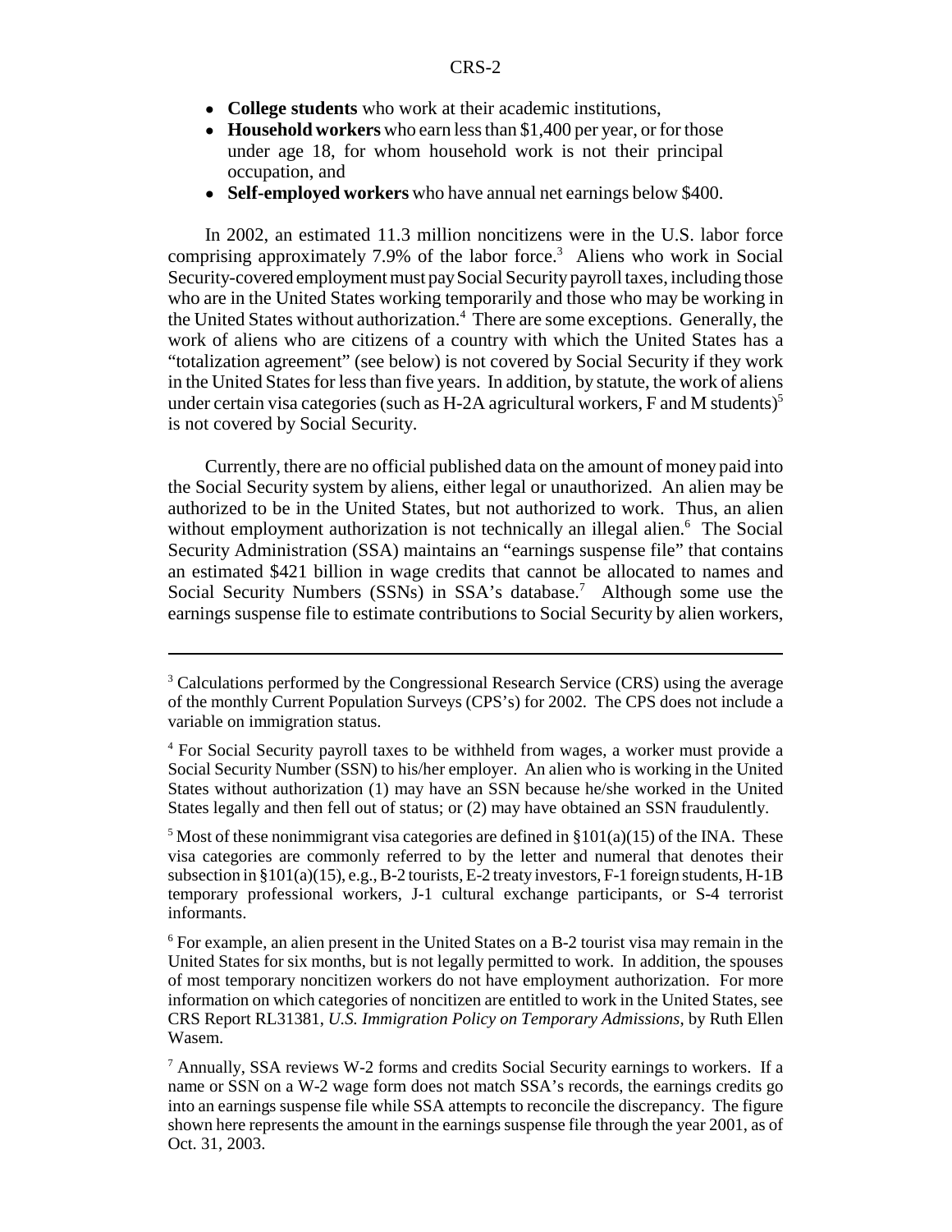- **College students** who work at their academic institutions,
- **Household workers** who earn less than $1,400 per year, or for those under age 18, for whom household work is not their principal occupation, and
- **Self-employed workers** who have annual net earnings below $400.

In 2002, an estimated 11.3 million noncitizens were in the U.S. labor force comprising approximately 7.9% of the labor force.[3] Aliens who work in Social Security-covered employment must pay Social Security payroll taxes, including those who are in the United States working temporarily and those who may be working in the United States without authorization.[4] There are some exceptions. Generally, the work of aliens who are citizens of a country with which the United States has a "totalization agreement" (see below) is not covered by Social Security if they work in the United States for less than five years. In addition, by statute, the work of aliens under certain visa categories (such as H-2A agricultural workers, F and M students)[5] is not covered by Social Security.

Currently, there are no official published data on the amount of money paid into the Social Security system by aliens, either legal or unauthorized. An alien may be authorized to be in the United States, but not authorized to work. Thus, an alien without employment authorization is not technically an illegal alien.[6] The Social Security Administration (SSA) maintains an "earnings suspense file" that contains an estimated $421 billion in wage credits that cannot be allocated to names and Social Security Numbers (SSNs) in SSA's database.[7] Although some use the earnings suspense file to estimate contributions to Social Security by alien workers,

---

[3] Calculations performed by the Congressional Research Service (CRS) using the average of the monthly Current Population Surveys (CPS's) for 2002. The CPS does not include a variable on immigration status.

[4] For Social Security payroll taxes to be withheld from wages, a worker must provide a Social Security Number (SSN) to his/her employer. An alien who is working in the United States without authorization (1) may have an SSN because he/she worked in the United States legally and then fell out of status; or (2) may have obtained an SSN fraudulently.

[5] Most of these nonimmigrant visa categories are defined in §101(a)(15) of the INA. These visa categories are commonly referred to by the letter and numeral that denotes their subsection in §101(a)(15), e.g., B-2 tourists, E-2 treaty investors, F-1 foreign students, H-1B temporary professional workers, J-1 cultural exchange participants, or S-4 terrorist informants.

[6] For example, an alien present in the United States on a B-2 tourist visa may remain in the United States for six months, but is not legally permitted to work. In addition, the spouses of most temporary noncitizen workers do not have employment authorization. For more information on which categories of noncitizen are entitled to work in the United States, see CRS Report RL31381, *U.S. Immigration Policy on Temporary Admissions*, by Ruth Ellen Wasem.

[7] Annually, SSA reviews W-2 forms and credits Social Security earnings to workers. If a name or SSN on a W-2 wage form does not match SSA's records, the earnings credits go into an earnings suspense file while SSA attempts to reconcile the discrepancy. The figure shown here represents the amount in the earnings suspense file through the year 2001, as of Oct. 31, 2003.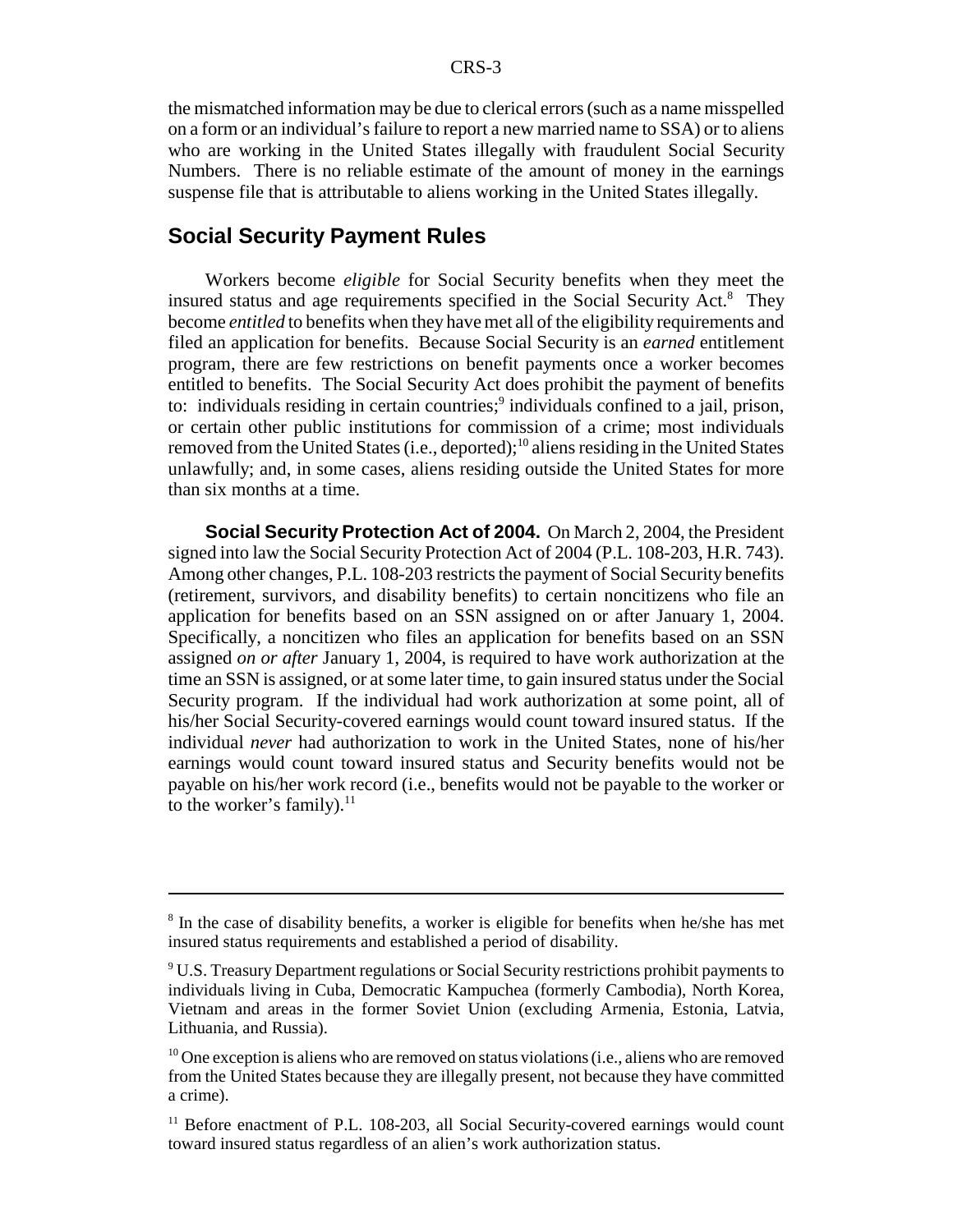the mismatched information may be due to clerical errors (such as a name misspelled on a form or an individual's failure to report a new married name to SSA) or to aliens who are working in the United States illegally with fraudulent Social Security Numbers. There is no reliable estimate of the amount of money in the earnings suspense file that is attributable to aliens working in the United States illegally.

## Social Security Payment Rules

Workers become *eligible* for Social Security benefits when they meet the insured status and age requirements specified in the Social Security Act.[8] They become *entitled* to benefits when they have met all of the eligibility requirements and filed an application for benefits. Because Social Security is an *earned* entitlement program, there are few restrictions on benefit payments once a worker becomes entitled to benefits. The Social Security Act does prohibit the payment of benefits to: individuals residing in certain countries;[9] individuals confined to a jail, prison, or certain other public institutions for commission of a crime; most individuals removed from the United States (i.e., deported);[10] aliens residing in the United States unlawfully; and, in some cases, aliens residing outside the United States for more than six months at a time.

**Social Security Protection Act of 2004.** On March 2, 2004, the President signed into law the Social Security Protection Act of 2004 (P.L. 108-203, H.R. 743). Among other changes, P.L. 108-203 restricts the payment of Social Security benefits (retirement, survivors, and disability benefits) to certain noncitizens who file an application for benefits based on an SSN assigned on or after January 1, 2004. Specifically, a noncitizen who files an application for benefits based on an SSN assigned *on or after* January 1, 2004, is required to have work authorization at the time an SSN is assigned, or at some later time, to gain insured status under the Social Security program. If the individual had work authorization at some point, all of his/her Social Security-covered earnings would count toward insured status. If the individual *never* had authorization to work in the United States, none of his/her earnings would count toward insured status and Security benefits would not be payable on his/her work record (i.e., benefits would not be payable to the worker or to the worker's family).[11]

---

[8] In the case of disability benefits, a worker is eligible for benefits when he/she has met insured status requirements and established a period of disability.

[9] U.S. Treasury Department regulations or Social Security restrictions prohibit payments to individuals living in Cuba, Democratic Kampuchea (formerly Cambodia), North Korea, Vietnam and areas in the former Soviet Union (excluding Armenia, Estonia, Latvia, Lithuania, and Russia).

[10] One exception is aliens who are removed on status violations (i.e., aliens who are removed from the United States because they are illegally present, not because they have committed a crime).

[11] Before enactment of P.L. 108-203, all Social Security-covered earnings would count toward insured status regardless of an alien's work authorization status.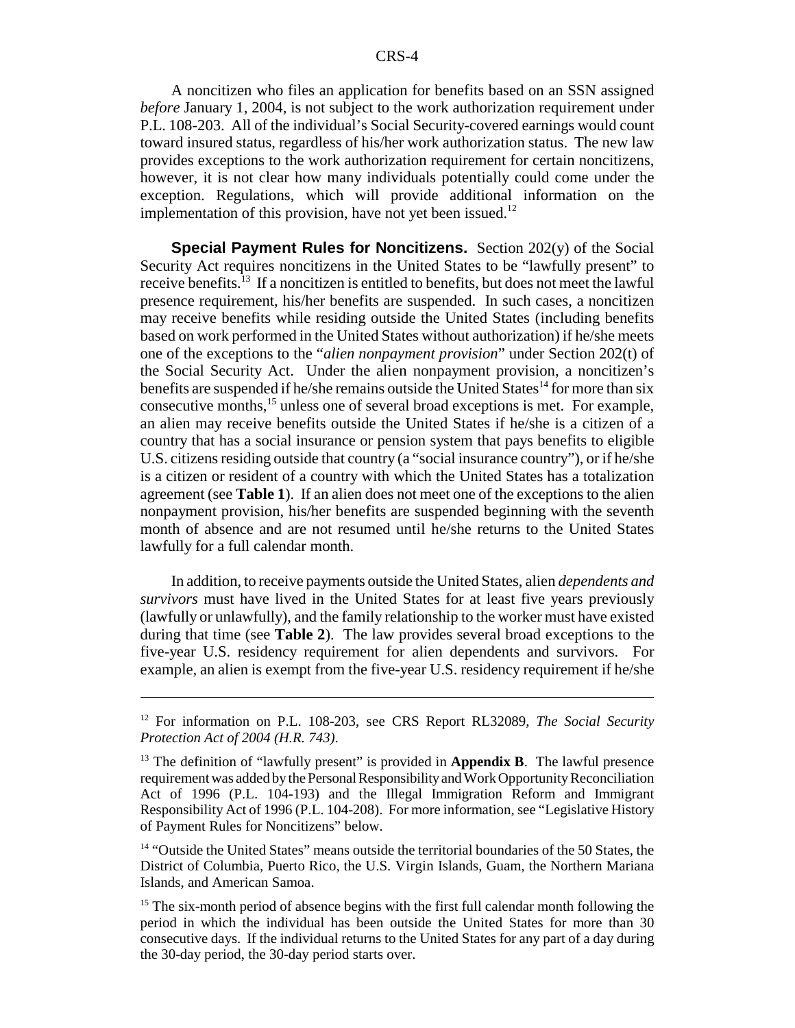A noncitizen who files an application for benefits based on an SSN assigned *before* January 1, 2004, is not subject to the work authorization requirement under P.L. 108-203. All of the individual's Social Security-covered earnings would count toward insured status, regardless of his/her work authorization status. The new law provides exceptions to the work authorization requirement for certain noncitizens, however, it is not clear how many individuals potentially could come under the exception. Regulations, which will provide additional information on the implementation of this provision, have not yet been issued.[12]

**Special Payment Rules for Noncitizens.** Section 202(y) of the Social Security Act requires noncitizens in the United States to be "lawfully present" to receive benefits.[13] If a noncitizen is entitled to benefits, but does not meet the lawful presence requirement, his/her benefits are suspended. In such cases, a noncitizen may receive benefits while residing outside the United States (including benefits based on work performed in the United States without authorization) if he/she meets one of the exceptions to the "*alien nonpayment provision*" under Section 202(t) of the Social Security Act. Under the alien nonpayment provision, a noncitizen's benefits are suspended if he/she remains outside the United States[14] for more than six consecutive months,[15] unless one of several broad exceptions is met. For example, an alien may receive benefits outside the United States if he/she is a citizen of a country that has a social insurance or pension system that pays benefits to eligible U.S. citizens residing outside that country (a "social insurance country"), or if he/she is a citizen or resident of a country with which the United States has a totalization agreement (see **Table 1**). If an alien does not meet one of the exceptions to the alien nonpayment provision, his/her benefits are suspended beginning with the seventh month of absence and are not resumed until he/she returns to the United States lawfully for a full calendar month.

In addition, to receive payments outside the United States, alien *dependents and survivors* must have lived in the United States for at least five years previously (lawfully or unlawfully), and the family relationship to the worker must have existed during that time (see **Table 2**). The law provides several broad exceptions to the five-year U.S. residency requirement for alien dependents and survivors. For example, an alien is exempt from the five-year U.S. residency requirement if he/she

---

[12] For information on P.L. 108-203, see CRS Report RL32089, *The Social Security Protection Act of 2004 (H.R. 743)*.

[13] The definition of "lawfully present" is provided in **Appendix B**. The lawful presence requirement was added by the Personal Responsibility and Work Opportunity Reconciliation Act of 1996 (P.L. 104-193) and the Illegal Immigration Reform and Immigrant Responsibility Act of 1996 (P.L. 104-208). For more information, see "Legislative History of Payment Rules for Noncitizens" below.

[14] "Outside the United States" means outside the territorial boundaries of the 50 States, the District of Columbia, Puerto Rico, the U.S. Virgin Islands, Guam, the Northern Mariana Islands, and American Samoa.

[15] The six-month period of absence begins with the first full calendar month following the period in which the individual has been outside the United States for more than 30 consecutive days. If the individual returns to the United States for any part of a day during the 30-day period, the 30-day period starts over.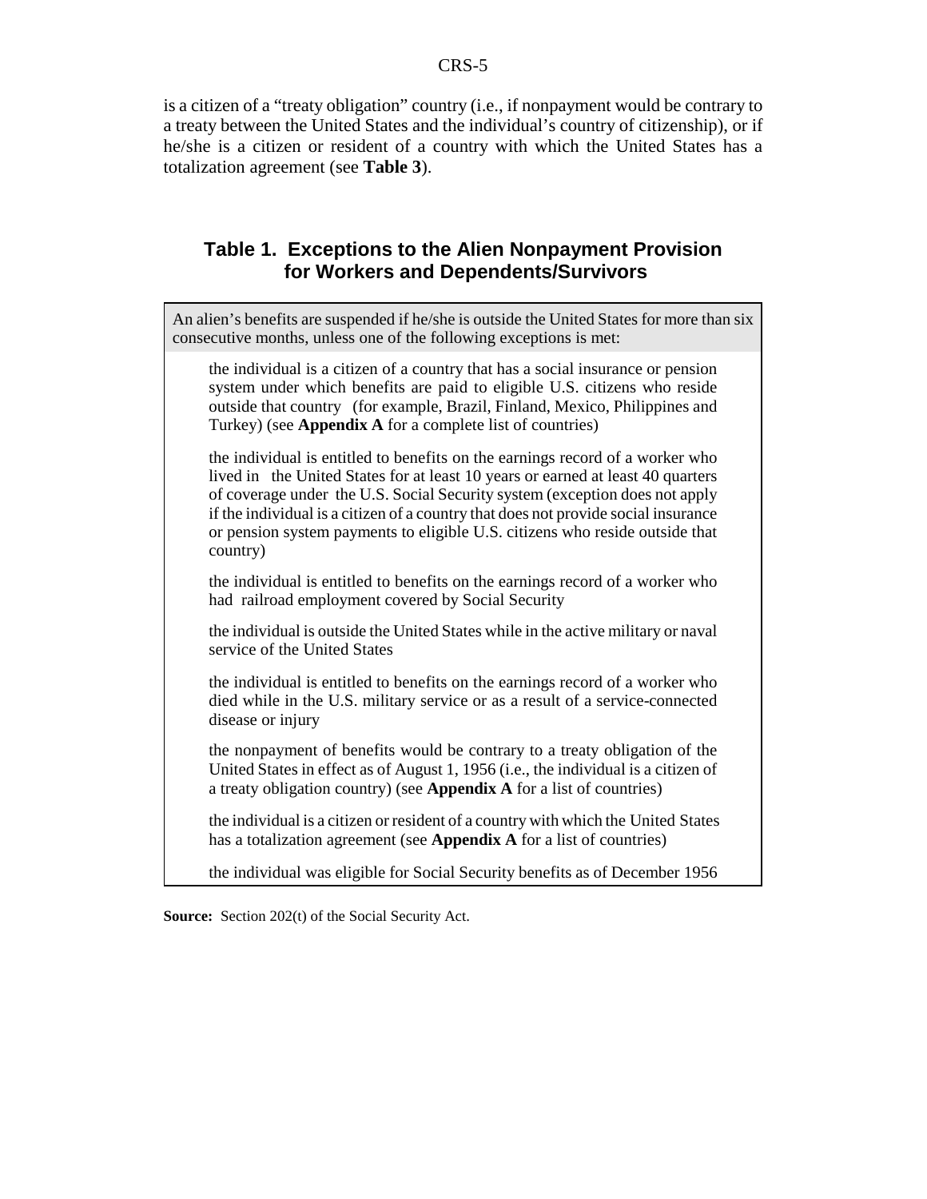is a citizen of a "treaty obligation" country (i.e., if nonpayment would be contrary to a treaty between the United States and the individual's country of citizenship), or if he/she is a citizen or resident of a country with which the United States has a totalization agreement (see **Table 3**).

## Table 1. Exceptions to the Alien Nonpayment Provision for Workers and Dependents/Survivors

| An alien's benefits are suspended if he/she is outside the United States for more than six consecutive months, unless one of the following exceptions is met: |
|---|
| the individual is a citizen of a country that has a social insurance or pension system under which benefits are paid to eligible U.S. citizens who reside outside that country (for example, Brazil, Finland, Mexico, Philippines and Turkey) (see **Appendix A** for a complete list of countries) |
| the individual is entitled to benefits on the earnings record of a worker who lived in the United States for at least 10 years or earned at least 40 quarters of coverage under the U.S. Social Security system (exception does not apply if the individual is a citizen of a country that does not provide social insurance or pension system payments to eligible U.S. citizens who reside outside that country) |
| the individual is entitled to benefits on the earnings record of a worker who had railroad employment covered by Social Security |
| the individual is outside the United States while in the active military or naval service of the United States |
| the individual is entitled to benefits on the earnings record of a worker who died while in the U.S. military service or as a result of a service-connected disease or injury |
| the nonpayment of benefits would be contrary to a treaty obligation of the United States in effect as of August 1, 1956 (i.e., the individual is a citizen of a treaty obligation country) (see **Appendix A** for a list of countries) |
| the individual is a citizen or resident of a country with which the United States has a totalization agreement (see **Appendix A** for a list of countries) |
| the individual was eligible for Social Security benefits as of December 1956 |

**Source:** Section 202(t) of the Social Security Act.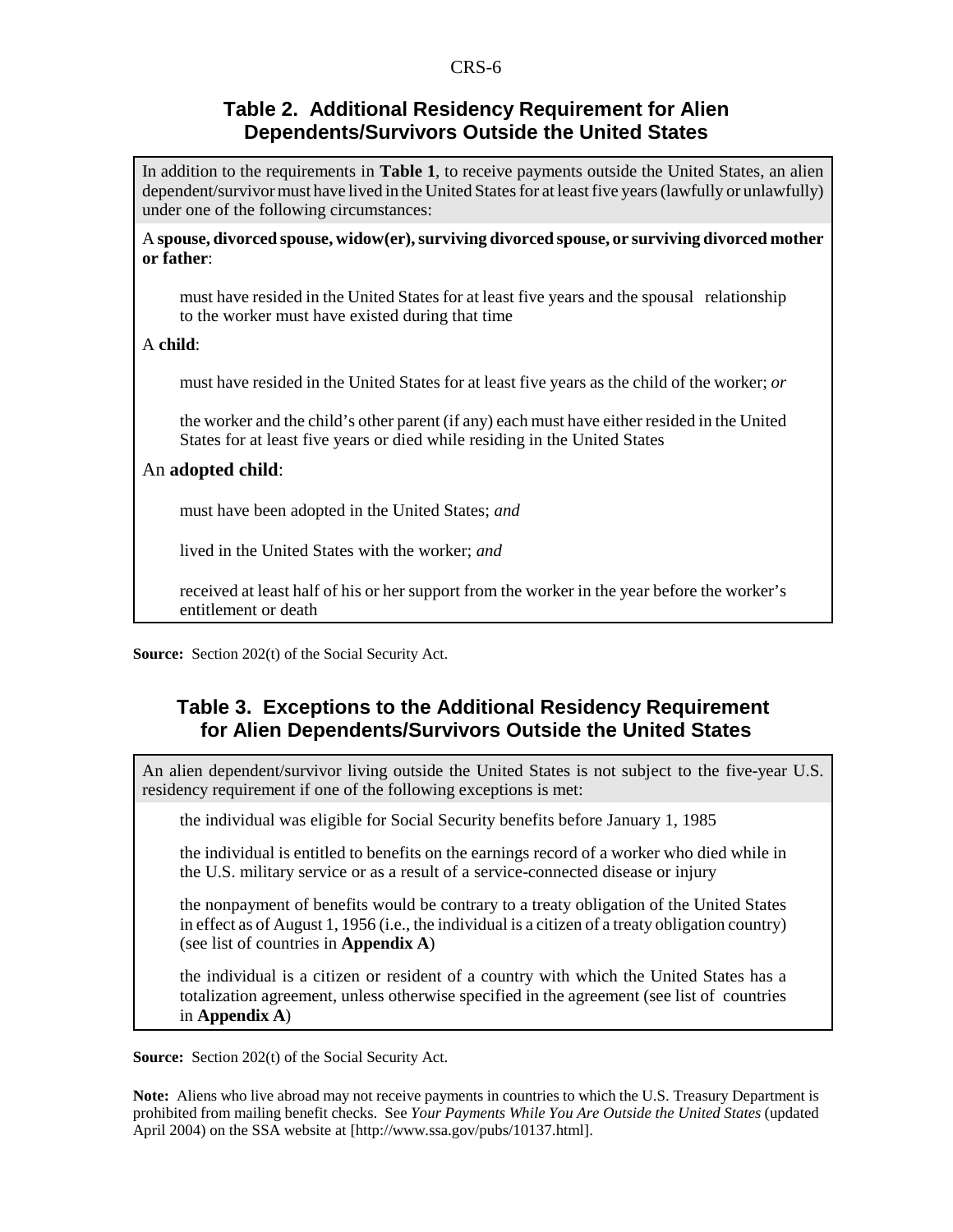## Table 2. Additional Residency Requirement for Alien Dependents/Survivors Outside the United States

In addition to the requirements in **Table 1**, to receive payments outside the United States, an alien dependent/survivor must have lived in the United States for at least five years (lawfully or unlawfully) under one of the following circumstances:

A **spouse, divorced spouse, widow(er), surviving divorced spouse, or surviving divorced mother or father**:

> must have resided in the United States for at least five years and the spousal relationship to the worker must have existed during that time

A **child**:

> must have resided in the United States for at least five years as the child of the worker; *or*
>
> the worker and the child's other parent (if any) each must have either resided in the United States for at least five years or died while residing in the United States

An **adopted child**:

> must have been adopted in the United States; *and*
>
> lived in the United States with the worker; *and*
>
> received at least half of his or her support from the worker in the year before the worker's entitlement or death

**Source:** Section 202(t) of the Social Security Act.

## Table 3. Exceptions to the Additional Residency Requirement for Alien Dependents/Survivors Outside the United States

An alien dependent/survivor living outside the United States is not subject to the five-year U.S. residency requirement if one of the following exceptions is met:

> the individual was eligible for Social Security benefits before January 1, 1985
>
> the individual is entitled to benefits on the earnings record of a worker who died while in the U.S. military service or as a result of a service-connected disease or injury
>
> the nonpayment of benefits would be contrary to a treaty obligation of the United States in effect as of August 1, 1956 (i.e., the individual is a citizen of a treaty obligation country) (see list of countries in **Appendix A**)
>
> the individual is a citizen or resident of a country with which the United States has a totalization agreement, unless otherwise specified in the agreement (see list of countries in **Appendix A**)

**Source:** Section 202(t) of the Social Security Act.

**Note:** Aliens who live abroad may not receive payments in countries to which the U.S. Treasury Department is prohibited from mailing benefit checks. See *Your Payments While You Are Outside the United States* (updated April 2004) on the SSA website at [http://www.ssa.gov/pubs/10137.html].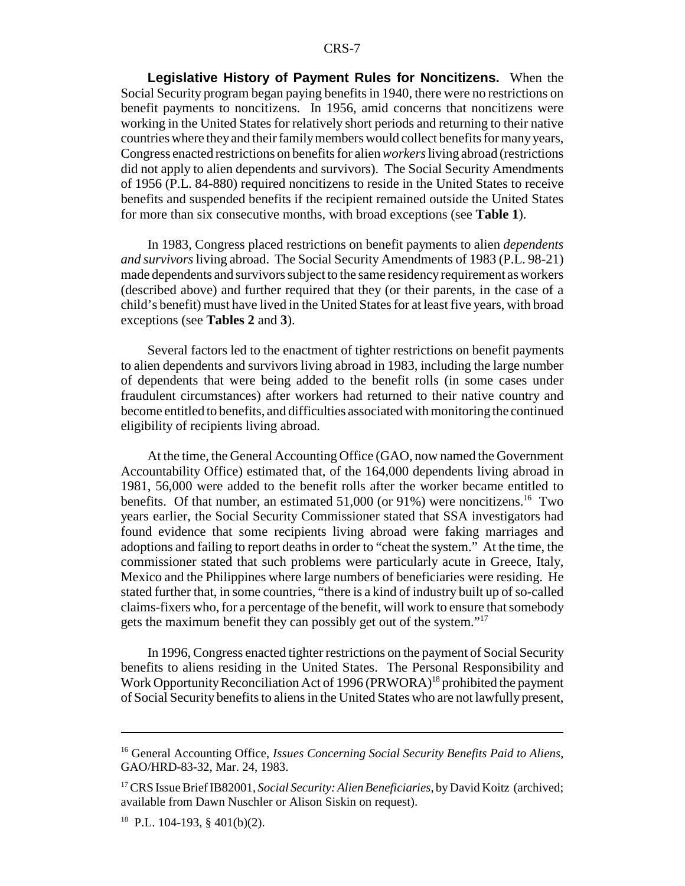**Legislative History of Payment Rules for Noncitizens.** When the Social Security program began paying benefits in 1940, there were no restrictions on benefit payments to noncitizens. In 1956, amid concerns that noncitizens were working in the United States for relatively short periods and returning to their native countries where they and their family members would collect benefits for many years, Congress enacted restrictions on benefits for alien *workers* living abroad (restrictions did not apply to alien dependents and survivors). The Social Security Amendments of 1956 (P.L. 84-880) required noncitizens to reside in the United States to receive benefits and suspended benefits if the recipient remained outside the United States for more than six consecutive months, with broad exceptions (see **Table 1**).

In 1983, Congress placed restrictions on benefit payments to alien *dependents and survivors* living abroad. The Social Security Amendments of 1983 (P.L. 98-21) made dependents and survivors subject to the same residency requirement as workers (described above) and further required that they (or their parents, in the case of a child's benefit) must have lived in the United States for at least five years, with broad exceptions (see **Tables 2** and **3**).

Several factors led to the enactment of tighter restrictions on benefit payments to alien dependents and survivors living abroad in 1983, including the large number of dependents that were being added to the benefit rolls (in some cases under fraudulent circumstances) after workers had returned to their native country and become entitled to benefits, and difficulties associated with monitoring the continued eligibility of recipients living abroad.

At the time, the General Accounting Office (GAO, now named the Government Accountability Office) estimated that, of the 164,000 dependents living abroad in 1981, 56,000 were added to the benefit rolls after the worker became entitled to benefits. Of that number, an estimated 51,000 (or 91%) were noncitizens.[16] Two years earlier, the Social Security Commissioner stated that SSA investigators had found evidence that some recipients living abroad were faking marriages and adoptions and failing to report deaths in order to "cheat the system." At the time, the commissioner stated that such problems were particularly acute in Greece, Italy, Mexico and the Philippines where large numbers of beneficiaries were residing. He stated further that, in some countries, "there is a kind of industry built up of so-called claims-fixers who, for a percentage of the benefit, will work to ensure that somebody gets the maximum benefit they can possibly get out of the system."[17]

In 1996, Congress enacted tighter restrictions on the payment of Social Security benefits to aliens residing in the United States. The Personal Responsibility and Work Opportunity Reconciliation Act of 1996 (PRWORA)[18] prohibited the payment of Social Security benefits to aliens in the United States who are not lawfully present,

---

[16] General Accounting Office, *Issues Concerning Social Security Benefits Paid to Aliens*, GAO/HRD-83-32, Mar. 24, 1983.

[17] CRS Issue Brief IB82001, *Social Security: Alien Beneficiaries*, by David Koitz (archived; available from Dawn Nuschler or Alison Siskin on request).

[18] P.L. 104-193, § 401(b)(2).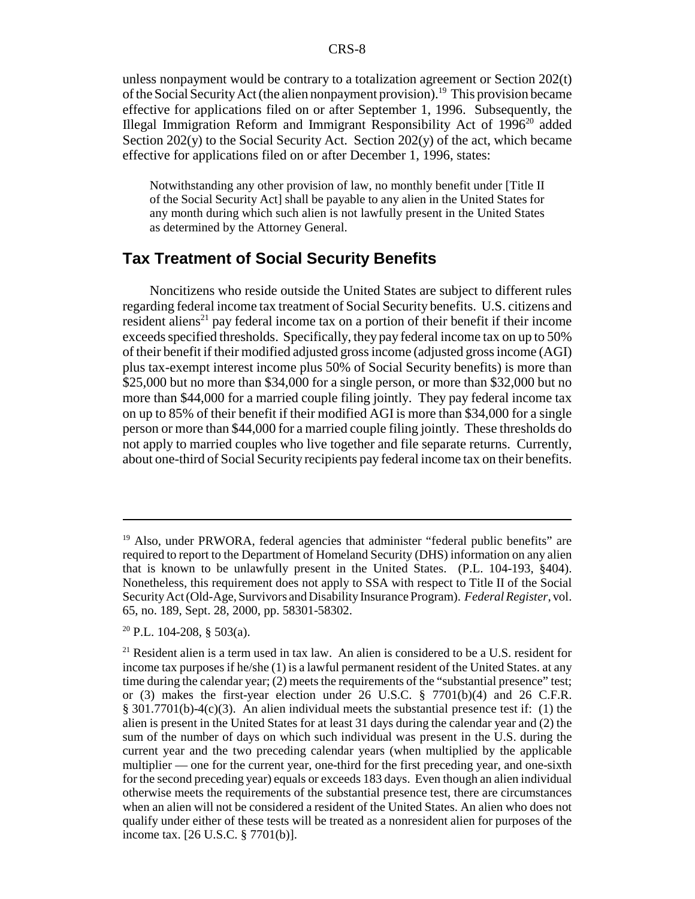unless nonpayment would be contrary to a totalization agreement or Section 202(t) of the Social Security Act (the alien nonpayment provision).[19] This provision became effective for applications filed on or after September 1, 1996. Subsequently, the Illegal Immigration Reform and Immigrant Responsibility Act of 1996[20] added Section 202(y) to the Social Security Act. Section 202(y) of the act, which became effective for applications filed on or after December 1, 1996, states:

> Notwithstanding any other provision of law, no monthly benefit under [Title II of the Social Security Act] shall be payable to any alien in the United States for any month during which such alien is not lawfully present in the United States as determined by the Attorney General.

## Tax Treatment of Social Security Benefits

Noncitizens who reside outside the United States are subject to different rules regarding federal income tax treatment of Social Security benefits. U.S. citizens and resident aliens[21] pay federal income tax on a portion of their benefit if their income exceeds specified thresholds. Specifically, they pay federal income tax on up to 50% of their benefit if their modified adjusted gross income (adjusted gross income (AGI) plus tax-exempt interest income plus 50% of Social Security benefits) is more than $25,000 but no more than $34,000 for a single person, or more than $32,000 but no more than $44,000 for a married couple filing jointly. They pay federal income tax on up to 85% of their benefit if their modified AGI is more than $34,000 for a single person or more than $44,000 for a married couple filing jointly. These thresholds do not apply to married couples who live together and file separate returns. Currently, about one-third of Social Security recipients pay federal income tax on their benefits.

---

[19] Also, under PRWORA, federal agencies that administer "federal public benefits" are required to report to the Department of Homeland Security (DHS) information on any alien that is known to be unlawfully present in the United States. (P.L. 104-193, §404). Nonetheless, this requirement does not apply to SSA with respect to Title II of the Social Security Act (Old-Age, Survivors and Disability Insurance Program). *Federal Register*, vol. 65, no. 189, Sept. 28, 2000, pp. 58301-58302.

[20] P.L. 104-208, § 503(a).

[21] Resident alien is a term used in tax law. An alien is considered to be a U.S. resident for income tax purposes if he/she (1) is a lawful permanent resident of the United States. at any time during the calendar year; (2) meets the requirements of the "substantial presence" test; or (3) makes the first-year election under 26 U.S.C. § 7701(b)(4) and 26 C.F.R. § 301.7701(b)-4(c)(3). An alien individual meets the substantial presence test if: (1) the alien is present in the United States for at least 31 days during the calendar year and (2) the sum of the number of days on which such individual was present in the U.S. during the current year and the two preceding calendar years (when multiplied by the applicable multiplier — one for the current year, one-third for the first preceding year, and one-sixth for the second preceding year) equals or exceeds 183 days. Even though an alien individual otherwise meets the requirements of the substantial presence test, there are circumstances when an alien will not be considered a resident of the United States. An alien who does not qualify under either of these tests will be treated as a nonresident alien for purposes of the income tax. [26 U.S.C. § 7701(b)].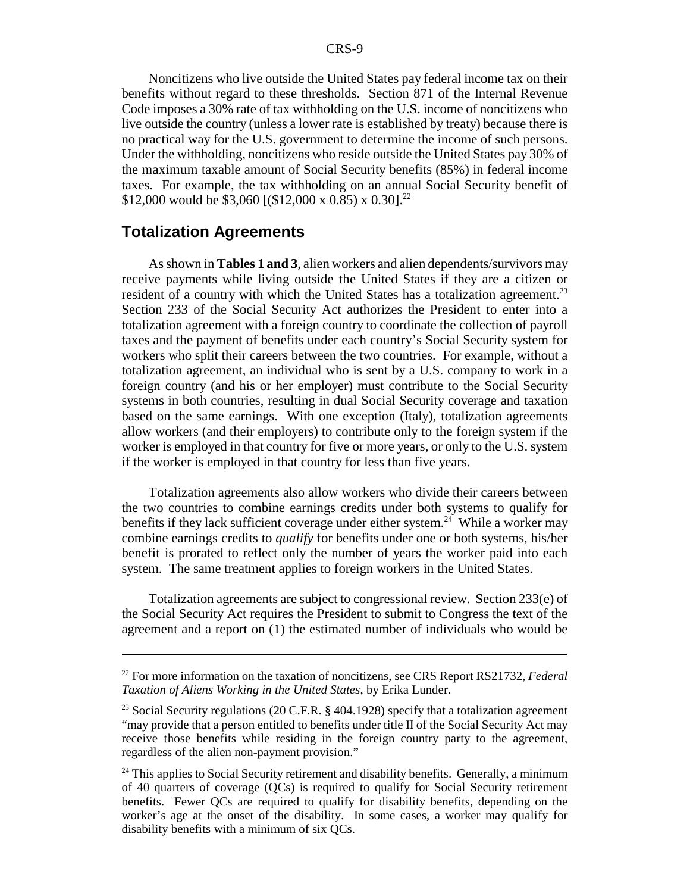Noncitizens who live outside the United States pay federal income tax on their benefits without regard to these thresholds. Section 871 of the Internal Revenue Code imposes a 30% rate of tax withholding on the U.S. income of noncitizens who live outside the country (unless a lower rate is established by treaty) because there is no practical way for the U.S. government to determine the income of such persons. Under the withholding, noncitizens who reside outside the United States pay 30% of the maximum taxable amount of Social Security benefits (85%) in federal income taxes. For example, the tax withholding on an annual Social Security benefit of $12,000 would be $3,060 [($12,000 x 0.85) x 0.30].[22]

## Totalization Agreements

As shown in **Tables 1 and 3**, alien workers and alien dependents/survivors may receive payments while living outside the United States if they are a citizen or resident of a country with which the United States has a totalization agreement.[23] Section 233 of the Social Security Act authorizes the President to enter into a totalization agreement with a foreign country to coordinate the collection of payroll taxes and the payment of benefits under each country's Social Security system for workers who split their careers between the two countries. For example, without a totalization agreement, an individual who is sent by a U.S. company to work in a foreign country (and his or her employer) must contribute to the Social Security systems in both countries, resulting in dual Social Security coverage and taxation based on the same earnings. With one exception (Italy), totalization agreements allow workers (and their employers) to contribute only to the foreign system if the worker is employed in that country for five or more years, or only to the U.S. system if the worker is employed in that country for less than five years.

Totalization agreements also allow workers who divide their careers between the two countries to combine earnings credits under both systems to qualify for benefits if they lack sufficient coverage under either system.[24] While a worker may combine earnings credits to *qualify* for benefits under one or both systems, his/her benefit is prorated to reflect only the number of years the worker paid into each system. The same treatment applies to foreign workers in the United States.

Totalization agreements are subject to congressional review. Section 233(e) of the Social Security Act requires the President to submit to Congress the text of the agreement and a report on (1) the estimated number of individuals who would be

---

[22] For more information on the taxation of noncitizens, see CRS Report RS21732, *Federal Taxation of Aliens Working in the United States*, by Erika Lunder.

[23] Social Security regulations (20 C.F.R. § 404.1928) specify that a totalization agreement "may provide that a person entitled to benefits under title II of the Social Security Act may receive those benefits while residing in the foreign country party to the agreement, regardless of the alien non-payment provision."

[24] This applies to Social Security retirement and disability benefits. Generally, a minimum of 40 quarters of coverage (QCs) is required to qualify for Social Security retirement benefits. Fewer QCs are required to qualify for disability benefits, depending on the worker's age at the onset of the disability. In some cases, a worker may qualify for disability benefits with a minimum of six QCs.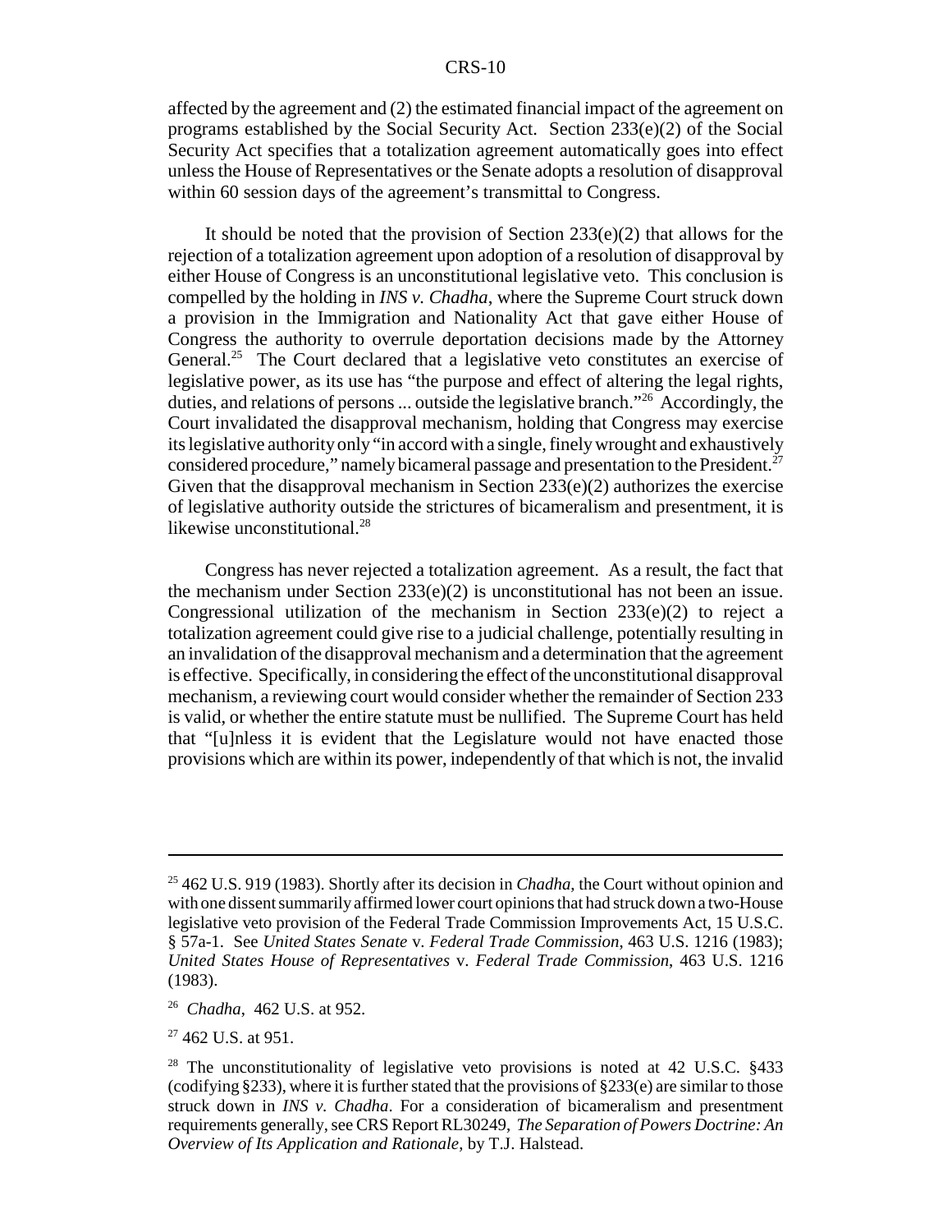affected by the agreement and (2) the estimated financial impact of the agreement on programs established by the Social Security Act. Section 233(e)(2) of the Social Security Act specifies that a totalization agreement automatically goes into effect unless the House of Representatives or the Senate adopts a resolution of disapproval within 60 session days of the agreement's transmittal to Congress.

It should be noted that the provision of Section 233(e)(2) that allows for the rejection of a totalization agreement upon adoption of a resolution of disapproval by either House of Congress is an unconstitutional legislative veto. This conclusion is compelled by the holding in *INS v. Chadha*, where the Supreme Court struck down a provision in the Immigration and Nationality Act that gave either House of Congress the authority to overrule deportation decisions made by the Attorney General.[25] The Court declared that a legislative veto constitutes an exercise of legislative power, as its use has "the purpose and effect of altering the legal rights, duties, and relations of persons ... outside the legislative branch."[26] Accordingly, the Court invalidated the disapproval mechanism, holding that Congress may exercise its legislative authority only "in accord with a single, finely wrought and exhaustively considered procedure," namely bicameral passage and presentation to the President.[27] Given that the disapproval mechanism in Section 233(e)(2) authorizes the exercise of legislative authority outside the strictures of bicameralism and presentment, it is likewise unconstitutional.[28]

Congress has never rejected a totalization agreement. As a result, the fact that the mechanism under Section 233(e)(2) is unconstitutional has not been an issue. Congressional utilization of the mechanism in Section 233(e)(2) to reject a totalization agreement could give rise to a judicial challenge, potentially resulting in an invalidation of the disapproval mechanism and a determination that the agreement is effective. Specifically, in considering the effect of the unconstitutional disapproval mechanism, a reviewing court would consider whether the remainder of Section 233 is valid, or whether the entire statute must be nullified. The Supreme Court has held that "[u]nless it is evident that the Legislature would not have enacted those provisions which are within its power, independently of that which is not, the invalid

---

[25] 462 U.S. 919 (1983). Shortly after its decision in *Chadha*, the Court without opinion and with one dissent summarily affirmed lower court opinions that had struck down a two-House legislative veto provision of the Federal Trade Commission Improvements Act, 15 U.S.C. § 57a-1. See *United States Senate* v. *Federal Trade Commission*, 463 U.S. 1216 (1983); *United States House of Representatives* v. *Federal Trade Commission*, 463 U.S. 1216 (1983).

[26] *Chadha*, 462 U.S. at 952.

[27] 462 U.S. at 951.

[28] The unconstitutionality of legislative veto provisions is noted at 42 U.S.C. §433 (codifying §233), where it is further stated that the provisions of §233(e) are similar to those struck down in *INS v. Chadha*. For a consideration of bicameralism and presentment requirements generally, see CRS Report RL30249, *The Separation of Powers Doctrine: An Overview of Its Application and Rationale*, by T.J. Halstead.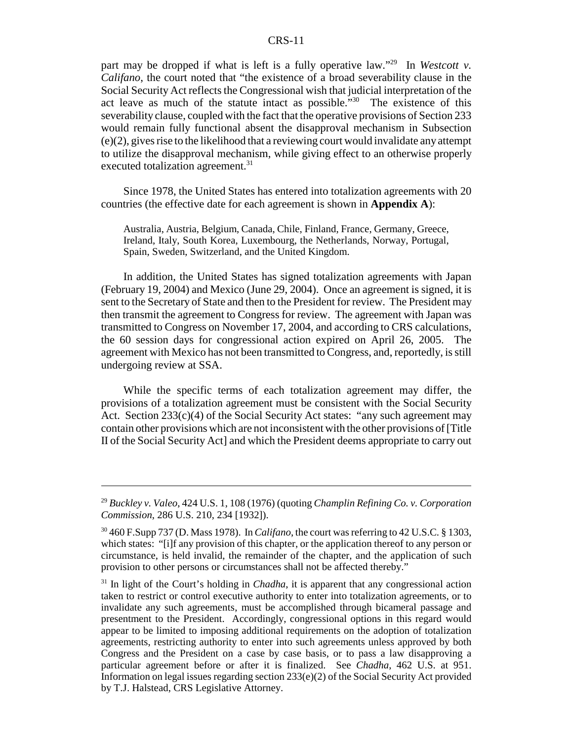part may be dropped if what is left is a fully operative law."[29] In *Westcott v. Califano*, the court noted that "the existence of a broad severability clause in the Social Security Act reflects the Congressional wish that judicial interpretation of the act leave as much of the statute intact as possible."[30] The existence of this severability clause, coupled with the fact that the operative provisions of Section 233 would remain fully functional absent the disapproval mechanism in Subsection (e)(2), gives rise to the likelihood that a reviewing court would invalidate any attempt to utilize the disapproval mechanism, while giving effect to an otherwise properly executed totalization agreement.[31]

Since 1978, the United States has entered into totalization agreements with 20 countries (the effective date for each agreement is shown in **Appendix A**):

> Australia, Austria, Belgium, Canada, Chile, Finland, France, Germany, Greece, Ireland, Italy, South Korea, Luxembourg, the Netherlands, Norway, Portugal, Spain, Sweden, Switzerland, and the United Kingdom.

In addition, the United States has signed totalization agreements with Japan (February 19, 2004) and Mexico (June 29, 2004). Once an agreement is signed, it is sent to the Secretary of State and then to the President for review. The President may then transmit the agreement to Congress for review. The agreement with Japan was transmitted to Congress on November 17, 2004, and according to CRS calculations, the 60 session days for congressional action expired on April 26, 2005. The agreement with Mexico has not been transmitted to Congress, and, reportedly, is still undergoing review at SSA.

While the specific terms of each totalization agreement may differ, the provisions of a totalization agreement must be consistent with the Social Security Act. Section 233(c)(4) of the Social Security Act states: "any such agreement may contain other provisions which are not inconsistent with the other provisions of [Title II of the Social Security Act] and which the President deems appropriate to carry out

---

[29] *Buckley v. Valeo*, 424 U.S. 1, 108 (1976) (quoting *Champlin Refining Co. v. Corporation Commission*, 286 U.S. 210, 234 [1932]).

[30] 460 F.Supp 737 (D. Mass 1978). In *Califano*, the court was referring to 42 U.S.C. § 1303, which states: "[i]f any provision of this chapter, or the application thereof to any person or circumstance, is held invalid, the remainder of the chapter, and the application of such provision to other persons or circumstances shall not be affected thereby."

[31] In light of the Court's holding in *Chadha*, it is apparent that any congressional action taken to restrict or control executive authority to enter into totalization agreements, or to invalidate any such agreements, must be accomplished through bicameral passage and presentment to the President. Accordingly, congressional options in this regard would appear to be limited to imposing additional requirements on the adoption of totalization agreements, restricting authority to enter into such agreements unless approved by both Congress and the President on a case by case basis, or to pass a law disapproving a particular agreement before or after it is finalized. See *Chadha*, 462 U.S. at 951. Information on legal issues regarding section 233(e)(2) of the Social Security Act provided by T.J. Halstead, CRS Legislative Attorney.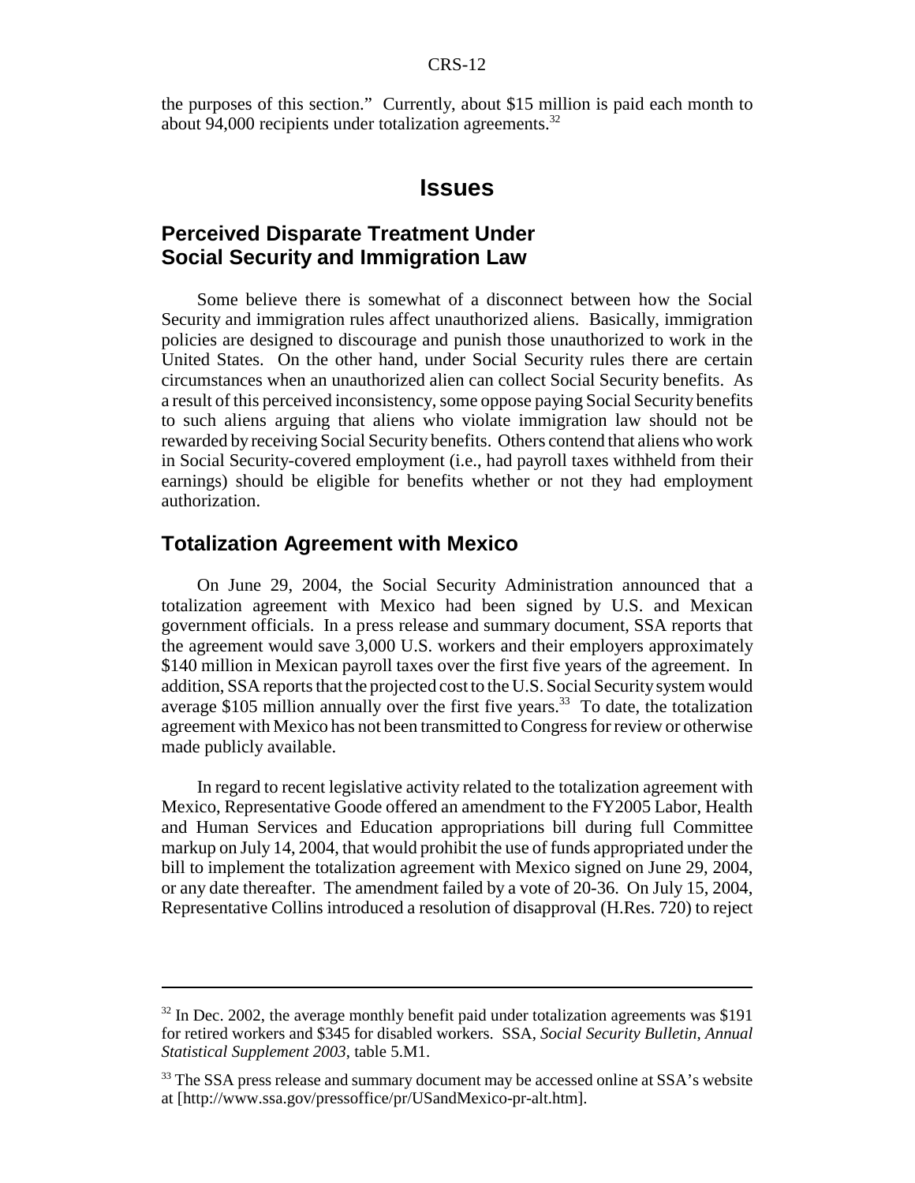the purposes of this section." Currently, about $15 million is paid each month to about 94,000 recipients under totalization agreements.[32]

# Issues

## Perceived Disparate Treatment Under Social Security and Immigration Law

Some believe there is somewhat of a disconnect between how the Social Security and immigration rules affect unauthorized aliens. Basically, immigration policies are designed to discourage and punish those unauthorized to work in the United States. On the other hand, under Social Security rules there are certain circumstances when an unauthorized alien can collect Social Security benefits. As a result of this perceived inconsistency, some oppose paying Social Security benefits to such aliens arguing that aliens who violate immigration law should not be rewarded by receiving Social Security benefits. Others contend that aliens who work in Social Security-covered employment (i.e., had payroll taxes withheld from their earnings) should be eligible for benefits whether or not they had employment authorization.

## Totalization Agreement with Mexico

On June 29, 2004, the Social Security Administration announced that a totalization agreement with Mexico had been signed by U.S. and Mexican government officials. In a press release and summary document, SSA reports that the agreement would save 3,000 U.S. workers and their employers approximately $140 million in Mexican payroll taxes over the first five years of the agreement. In addition, SSA reports that the projected cost to the U.S. Social Security system would average $105 million annually over the first five years.[33] To date, the totalization agreement with Mexico has not been transmitted to Congress for review or otherwise made publicly available.

In regard to recent legislative activity related to the totalization agreement with Mexico, Representative Goode offered an amendment to the FY2005 Labor, Health and Human Services and Education appropriations bill during full Committee markup on July 14, 2004, that would prohibit the use of funds appropriated under the bill to implement the totalization agreement with Mexico signed on June 29, 2004, or any date thereafter. The amendment failed by a vote of 20-36. On July 15, 2004, Representative Collins introduced a resolution of disapproval (H.Res. 720) to reject

---

[32] In Dec. 2002, the average monthly benefit paid under totalization agreements was $191 for retired workers and $345 for disabled workers. SSA, *Social Security Bulletin, Annual Statistical Supplement 2003*, table 5.M1.

[33] The SSA press release and summary document may be accessed online at SSA's website at [http://www.ssa.gov/pressoffice/pr/USandMexico-pr-alt.htm].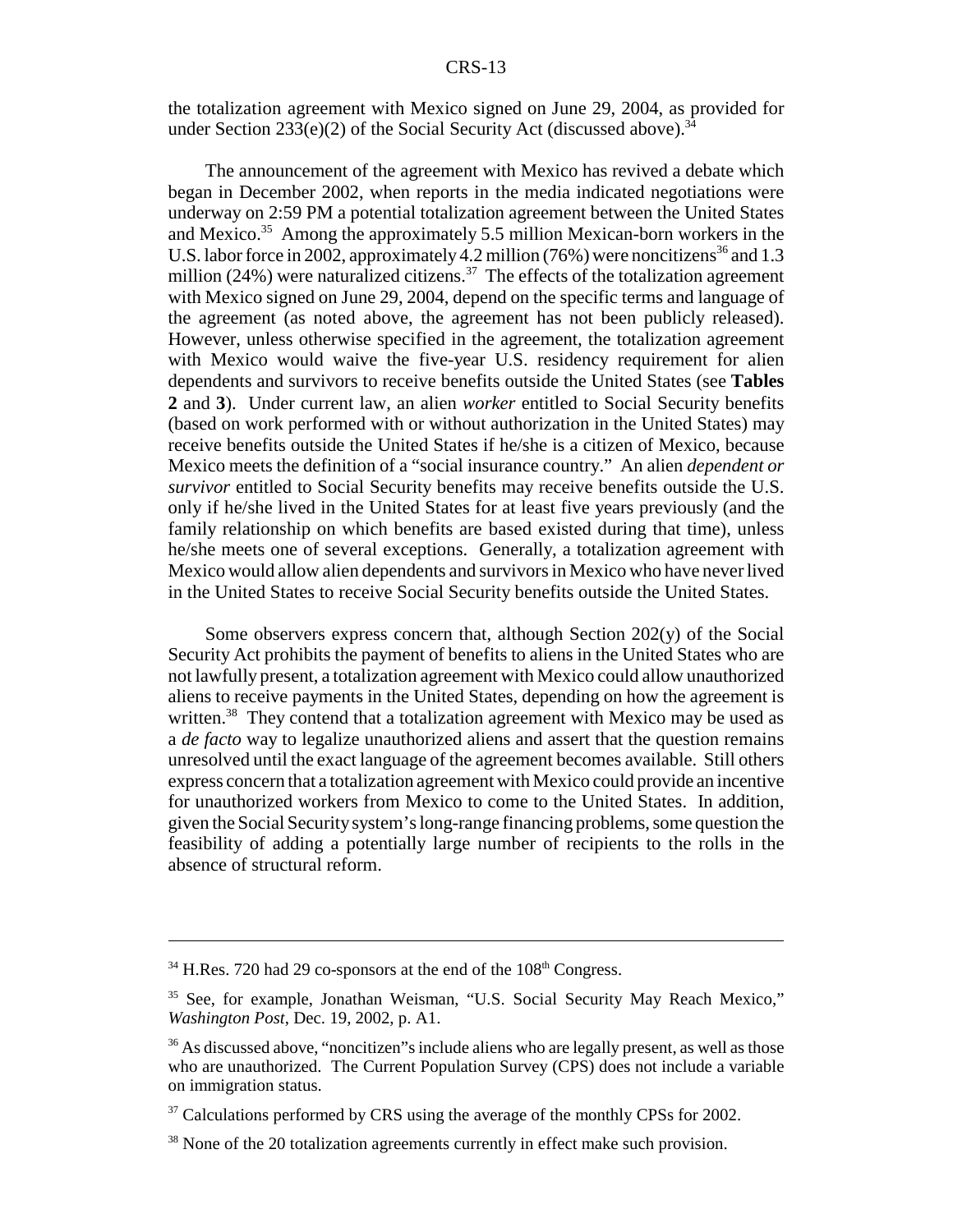the totalization agreement with Mexico signed on June 29, 2004, as provided for under Section 233(e)(2) of the Social Security Act (discussed above).[34]

The announcement of the agreement with Mexico has revived a debate which began in December 2002, when reports in the media indicated negotiations were underway on 2:59 PM a potential totalization agreement between the United States and Mexico.[35] Among the approximately 5.5 million Mexican-born workers in the U.S. labor force in 2002, approximately 4.2 million (76%) were noncitizens[36] and 1.3 million (24%) were naturalized citizens.[37] The effects of the totalization agreement with Mexico signed on June 29, 2004, depend on the specific terms and language of the agreement (as noted above, the agreement has not been publicly released). However, unless otherwise specified in the agreement, the totalization agreement with Mexico would waive the five-year U.S. residency requirement for alien dependents and survivors to receive benefits outside the United States (see **Tables 2** and **3**). Under current law, an alien *worker* entitled to Social Security benefits (based on work performed with or without authorization in the United States) may receive benefits outside the United States if he/she is a citizen of Mexico, because Mexico meets the definition of a "social insurance country." An alien *dependent or survivor* entitled to Social Security benefits may receive benefits outside the U.S. only if he/she lived in the United States for at least five years previously (and the family relationship on which benefits are based existed during that time), unless he/she meets one of several exceptions. Generally, a totalization agreement with Mexico would allow alien dependents and survivors in Mexico who have never lived in the United States to receive Social Security benefits outside the United States.

Some observers express concern that, although Section 202(y) of the Social Security Act prohibits the payment of benefits to aliens in the United States who are not lawfully present, a totalization agreement with Mexico could allow unauthorized aliens to receive payments in the United States, depending on how the agreement is written.[38] They contend that a totalization agreement with Mexico may be used as a *de facto* way to legalize unauthorized aliens and assert that the question remains unresolved until the exact language of the agreement becomes available. Still others express concern that a totalization agreement with Mexico could provide an incentive for unauthorized workers from Mexico to come to the United States. In addition, given the Social Security system's long-range financing problems, some question the feasibility of adding a potentially large number of recipients to the rolls in the absence of structural reform.

---

[34] H.Res. 720 had 29 co-sponsors at the end of the 108th Congress.

[35] See, for example, Jonathan Weisman, "U.S. Social Security May Reach Mexico," *Washington Post*, Dec. 19, 2002, p. A1.

[36] As discussed above, "noncitizen"s include aliens who are legally present, as well as those who are unauthorized. The Current Population Survey (CPS) does not include a variable on immigration status.

[37] Calculations performed by CRS using the average of the monthly CPSs for 2002.

[38] None of the 20 totalization agreements currently in effect make such provision.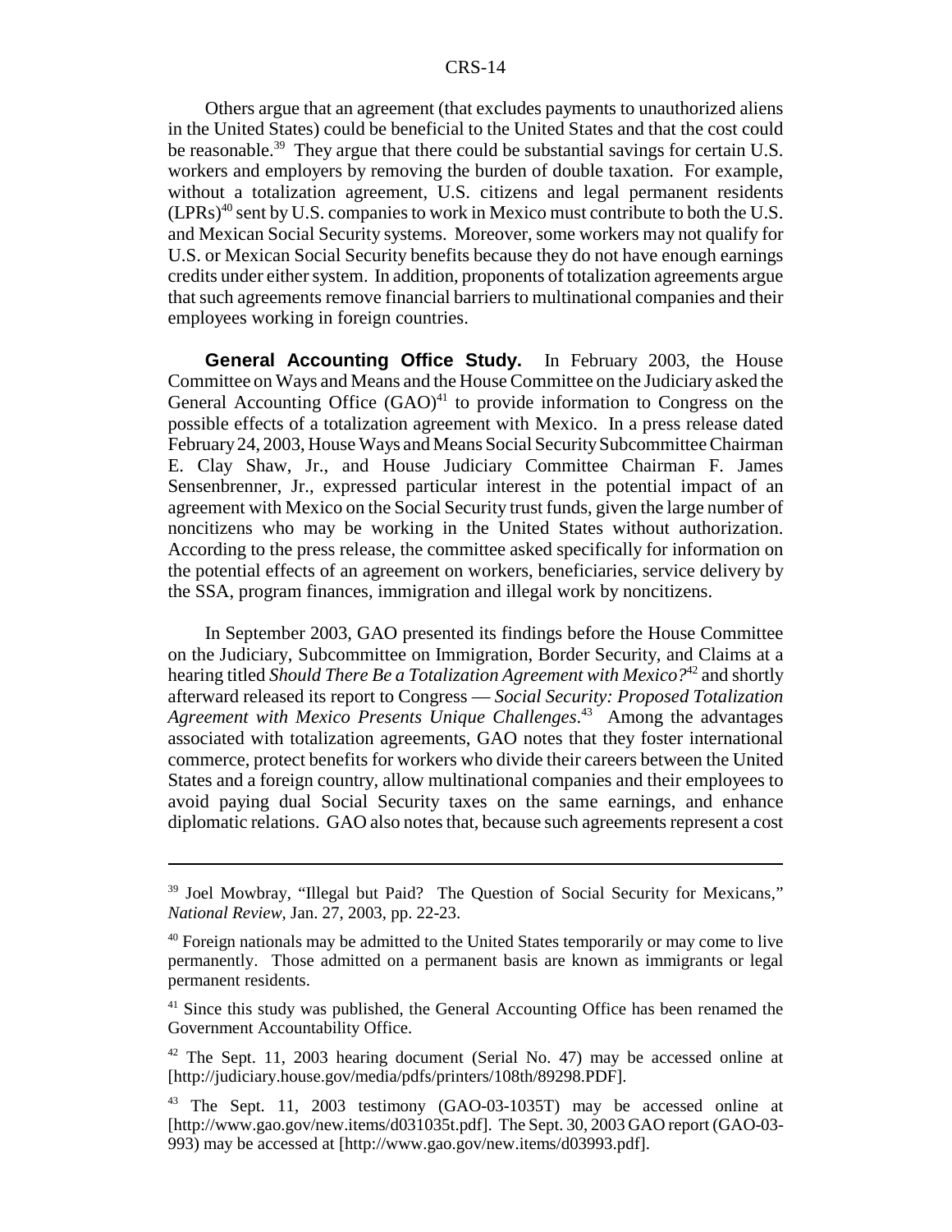Others argue that an agreement (that excludes payments to unauthorized aliens in the United States) could be beneficial to the United States and that the cost could be reasonable.[39] They argue that there could be substantial savings for certain U.S. workers and employers by removing the burden of double taxation. For example, without a totalization agreement, U.S. citizens and legal permanent residents (LPRs)[40] sent by U.S. companies to work in Mexico must contribute to both the U.S. and Mexican Social Security systems. Moreover, some workers may not qualify for U.S. or Mexican Social Security benefits because they do not have enough earnings credits under either system. In addition, proponents of totalization agreements argue that such agreements remove financial barriers to multinational companies and their employees working in foreign countries.

**General Accounting Office Study.** In February 2003, the House Committee on Ways and Means and the House Committee on the Judiciary asked the General Accounting Office (GAO)[41] to provide information to Congress on the possible effects of a totalization agreement with Mexico. In a press release dated February 24, 2003, House Ways and Means Social Security Subcommittee Chairman E. Clay Shaw, Jr., and House Judiciary Committee Chairman F. James Sensenbrenner, Jr., expressed particular interest in the potential impact of an agreement with Mexico on the Social Security trust funds, given the large number of noncitizens who may be working in the United States without authorization. According to the press release, the committee asked specifically for information on the potential effects of an agreement on workers, beneficiaries, service delivery by the SSA, program finances, immigration and illegal work by noncitizens.

In September 2003, GAO presented its findings before the House Committee on the Judiciary, Subcommittee on Immigration, Border Security, and Claims at a hearing titled *Should There Be a Totalization Agreement with Mexico?*[42] and shortly afterward released its report to Congress — *Social Security: Proposed Totalization Agreement with Mexico Presents Unique Challenges*.[43] Among the advantages associated with totalization agreements, GAO notes that they foster international commerce, protect benefits for workers who divide their careers between the United States and a foreign country, allow multinational companies and their employees to avoid paying dual Social Security taxes on the same earnings, and enhance diplomatic relations. GAO also notes that, because such agreements represent a cost

---

[39] Joel Mowbray, "Illegal but Paid? The Question of Social Security for Mexicans," *National Review*, Jan. 27, 2003, pp. 22-23.

[40] Foreign nationals may be admitted to the United States temporarily or may come to live permanently. Those admitted on a permanent basis are known as immigrants or legal permanent residents.

[41] Since this study was published, the General Accounting Office has been renamed the Government Accountability Office.

[42] The Sept. 11, 2003 hearing document (Serial No. 47) may be accessed online at [http://judiciary.house.gov/media/pdfs/printers/108th/89298.PDF].

[43] The Sept. 11, 2003 testimony (GAO-03-1035T) may be accessed online at [http://www.gao.gov/new.items/d031035t.pdf]. The Sept. 30, 2003 GAO report (GAO-03-993) may be accessed at [http://www.gao.gov/new.items/d03993.pdf].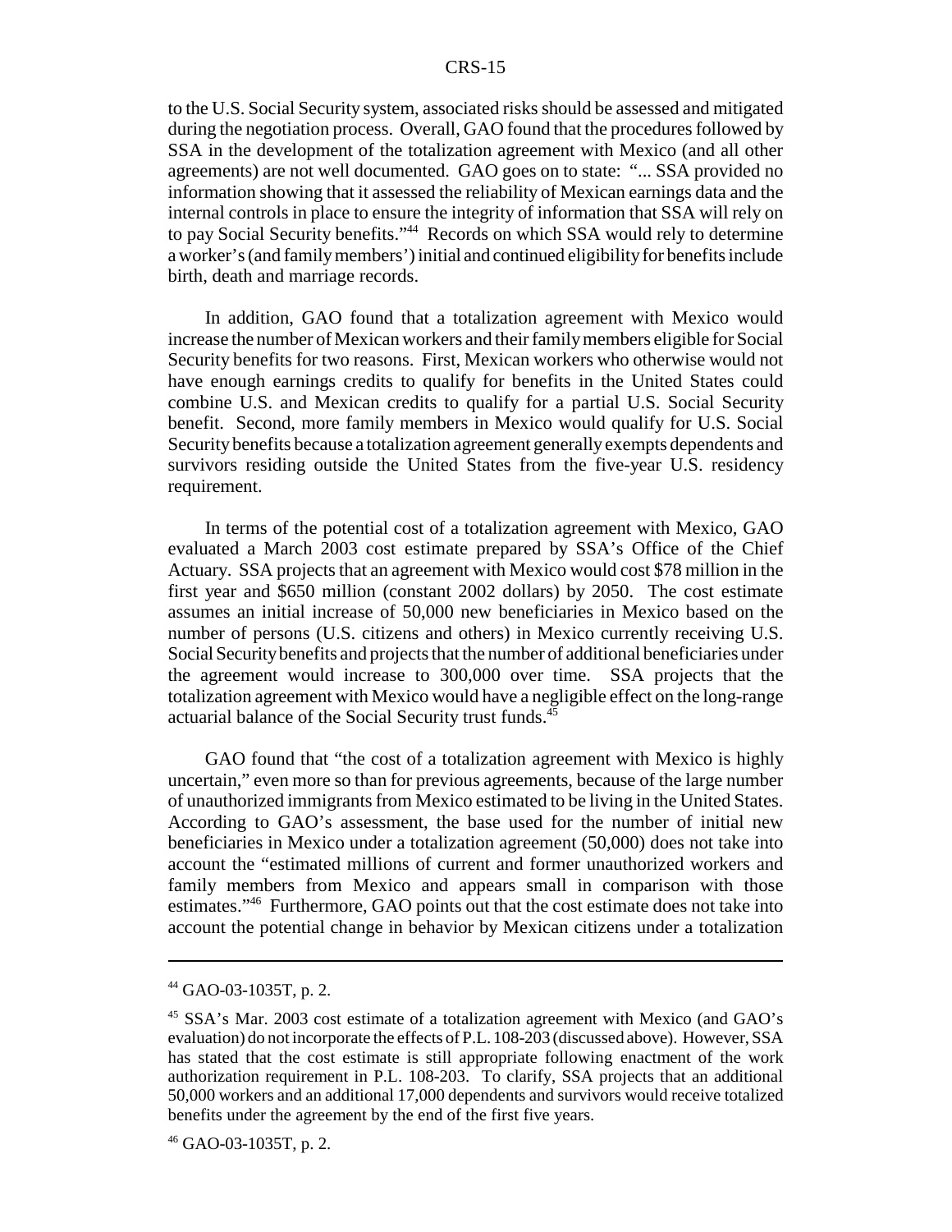to the U.S. Social Security system, associated risks should be assessed and mitigated during the negotiation process. Overall, GAO found that the procedures followed by SSA in the development of the totalization agreement with Mexico (and all other agreements) are not well documented. GAO goes on to state: "... SSA provided no information showing that it assessed the reliability of Mexican earnings data and the internal controls in place to ensure the integrity of information that SSA will rely on to pay Social Security benefits."[44] Records on which SSA would rely to determine a worker's (and family members') initial and continued eligibility for benefits include birth, death and marriage records.

In addition, GAO found that a totalization agreement with Mexico would increase the number of Mexican workers and their family members eligible for Social Security benefits for two reasons. First, Mexican workers who otherwise would not have enough earnings credits to qualify for benefits in the United States could combine U.S. and Mexican credits to qualify for a partial U.S. Social Security benefit. Second, more family members in Mexico would qualify for U.S. Social Security benefits because a totalization agreement generally exempts dependents and survivors residing outside the United States from the five-year U.S. residency requirement.

In terms of the potential cost of a totalization agreement with Mexico, GAO evaluated a March 2003 cost estimate prepared by SSA's Office of the Chief Actuary. SSA projects that an agreement with Mexico would cost $78 million in the first year and $650 million (constant 2002 dollars) by 2050. The cost estimate assumes an initial increase of 50,000 new beneficiaries in Mexico based on the number of persons (U.S. citizens and others) in Mexico currently receiving U.S. Social Security benefits and projects that the number of additional beneficiaries under the agreement would increase to 300,000 over time. SSA projects that the totalization agreement with Mexico would have a negligible effect on the long-range actuarial balance of the Social Security trust funds.[45]

GAO found that "the cost of a totalization agreement with Mexico is highly uncertain," even more so than for previous agreements, because of the large number of unauthorized immigrants from Mexico estimated to be living in the United States. According to GAO's assessment, the base used for the number of initial new beneficiaries in Mexico under a totalization agreement (50,000) does not take into account the "estimated millions of current and former unauthorized workers and family members from Mexico and appears small in comparison with those estimates."[46] Furthermore, GAO points out that the cost estimate does not take into account the potential change in behavior by Mexican citizens under a totalization

---

[44] GAO-03-1035T, p. 2.

[45] SSA's Mar. 2003 cost estimate of a totalization agreement with Mexico (and GAO's evaluation) do not incorporate the effects of P.L. 108-203 (discussed above). However, SSA has stated that the cost estimate is still appropriate following enactment of the work authorization requirement in P.L. 108-203. To clarify, SSA projects that an additional 50,000 workers and an additional 17,000 dependents and survivors would receive totalized benefits under the agreement by the end of the first five years.

[46] GAO-03-1035T, p. 2.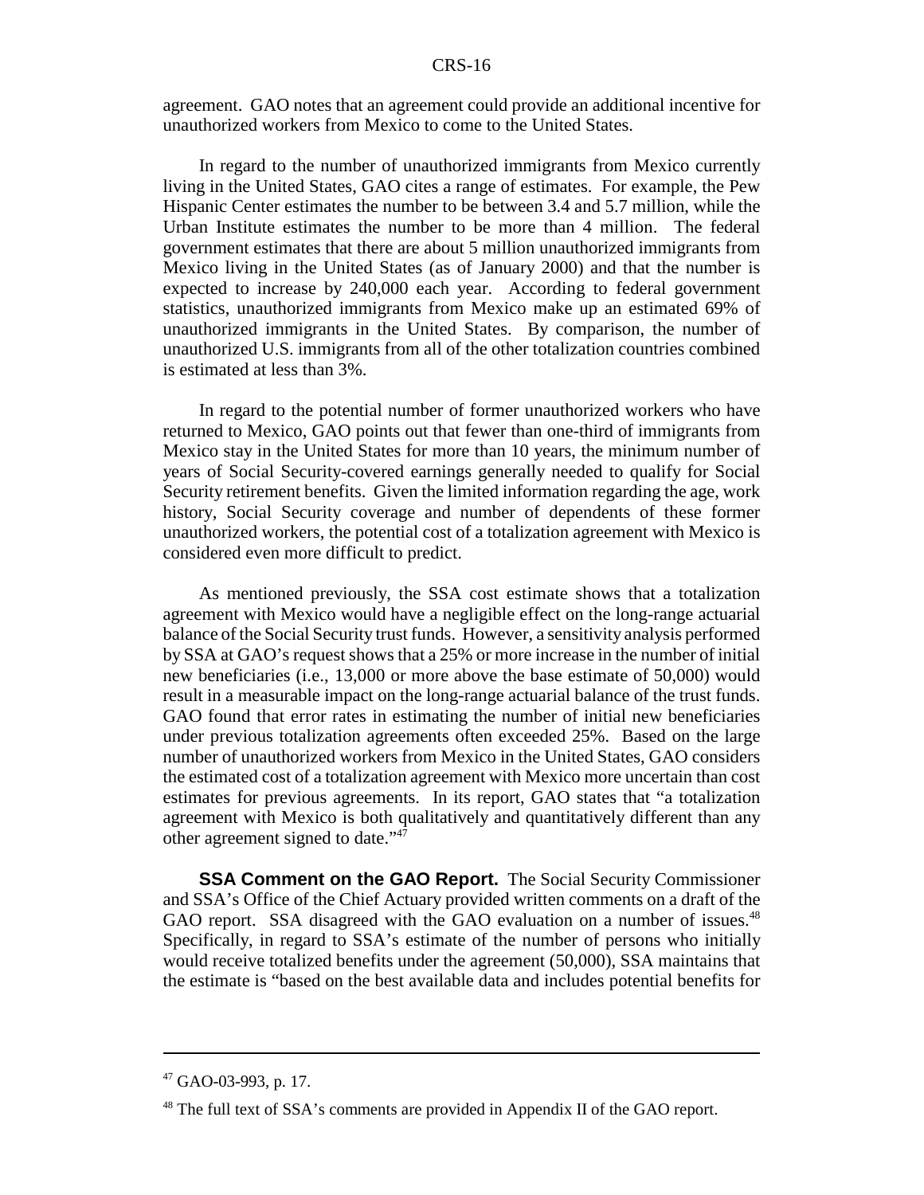agreement. GAO notes that an agreement could provide an additional incentive for unauthorized workers from Mexico to come to the United States.

In regard to the number of unauthorized immigrants from Mexico currently living in the United States, GAO cites a range of estimates. For example, the Pew Hispanic Center estimates the number to be between 3.4 and 5.7 million, while the Urban Institute estimates the number to be more than 4 million. The federal government estimates that there are about 5 million unauthorized immigrants from Mexico living in the United States (as of January 2000) and that the number is expected to increase by 240,000 each year. According to federal government statistics, unauthorized immigrants from Mexico make up an estimated 69% of unauthorized immigrants in the United States. By comparison, the number of unauthorized U.S. immigrants from all of the other totalization countries combined is estimated at less than 3%.

In regard to the potential number of former unauthorized workers who have returned to Mexico, GAO points out that fewer than one-third of immigrants from Mexico stay in the United States for more than 10 years, the minimum number of years of Social Security-covered earnings generally needed to qualify for Social Security retirement benefits. Given the limited information regarding the age, work history, Social Security coverage and number of dependents of these former unauthorized workers, the potential cost of a totalization agreement with Mexico is considered even more difficult to predict.

As mentioned previously, the SSA cost estimate shows that a totalization agreement with Mexico would have a negligible effect on the long-range actuarial balance of the Social Security trust funds. However, a sensitivity analysis performed by SSA at GAO's request shows that a 25% or more increase in the number of initial new beneficiaries (i.e., 13,000 or more above the base estimate of 50,000) would result in a measurable impact on the long-range actuarial balance of the trust funds. GAO found that error rates in estimating the number of initial new beneficiaries under previous totalization agreements often exceeded 25%. Based on the large number of unauthorized workers from Mexico in the United States, GAO considers the estimated cost of a totalization agreement with Mexico more uncertain than cost estimates for previous agreements. In its report, GAO states that "a totalization agreement with Mexico is both qualitatively and quantitatively different than any other agreement signed to date."[47]

**SSA Comment on the GAO Report.** The Social Security Commissioner and SSA's Office of the Chief Actuary provided written comments on a draft of the GAO report. SSA disagreed with the GAO evaluation on a number of issues.[48] Specifically, in regard to SSA's estimate of the number of persons who initially would receive totalized benefits under the agreement (50,000), SSA maintains that the estimate is "based on the best available data and includes potential benefits for

---

[47] GAO-03-993, p. 17.

[48] The full text of SSA's comments are provided in Appendix II of the GAO report.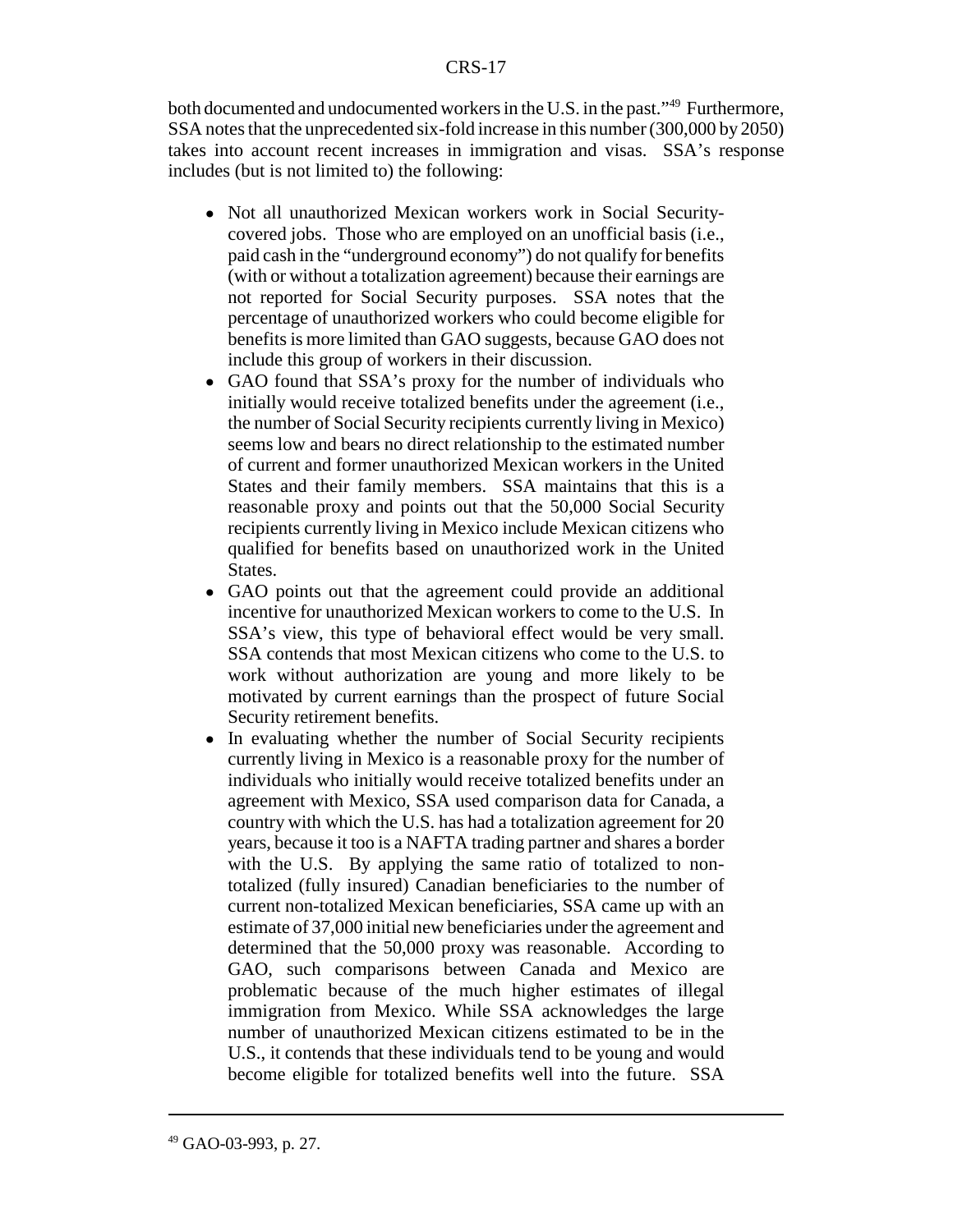both documented and undocumented workers in the U.S. in the past."[49] Furthermore, SSA notes that the unprecedented six-fold increase in this number (300,000 by 2050) takes into account recent increases in immigration and visas. SSA's response includes (but is not limited to) the following:

- Not all unauthorized Mexican workers work in Social Security-covered jobs. Those who are employed on an unofficial basis (i.e., paid cash in the "underground economy") do not qualify for benefits (with or without a totalization agreement) because their earnings are not reported for Social Security purposes. SSA notes that the percentage of unauthorized workers who could become eligible for benefits is more limited than GAO suggests, because GAO does not include this group of workers in their discussion.
- GAO found that SSA's proxy for the number of individuals who initially would receive totalized benefits under the agreement (i.e., the number of Social Security recipients currently living in Mexico) seems low and bears no direct relationship to the estimated number of current and former unauthorized Mexican workers in the United States and their family members. SSA maintains that this is a reasonable proxy and points out that the 50,000 Social Security recipients currently living in Mexico include Mexican citizens who qualified for benefits based on unauthorized work in the United States.
- GAO points out that the agreement could provide an additional incentive for unauthorized Mexican workers to come to the U.S. In SSA's view, this type of behavioral effect would be very small. SSA contends that most Mexican citizens who come to the U.S. to work without authorization are young and more likely to be motivated by current earnings than the prospect of future Social Security retirement benefits.
- In evaluating whether the number of Social Security recipients currently living in Mexico is a reasonable proxy for the number of individuals who initially would receive totalized benefits under an agreement with Mexico, SSA used comparison data for Canada, a country with which the U.S. has had a totalization agreement for 20 years, because it too is a NAFTA trading partner and shares a border with the U.S. By applying the same ratio of totalized to non-totalized (fully insured) Canadian beneficiaries to the number of current non-totalized Mexican beneficiaries, SSA came up with an estimate of 37,000 initial new beneficiaries under the agreement and determined that the 50,000 proxy was reasonable. According to GAO, such comparisons between Canada and Mexico are problematic because of the much higher estimates of illegal immigration from Mexico. While SSA acknowledges the large number of unauthorized Mexican citizens estimated to be in the U.S., it contends that these individuals tend to be young and would become eligible for totalized benefits well into the future. SSA

[49] GAO-03-993, p. 27.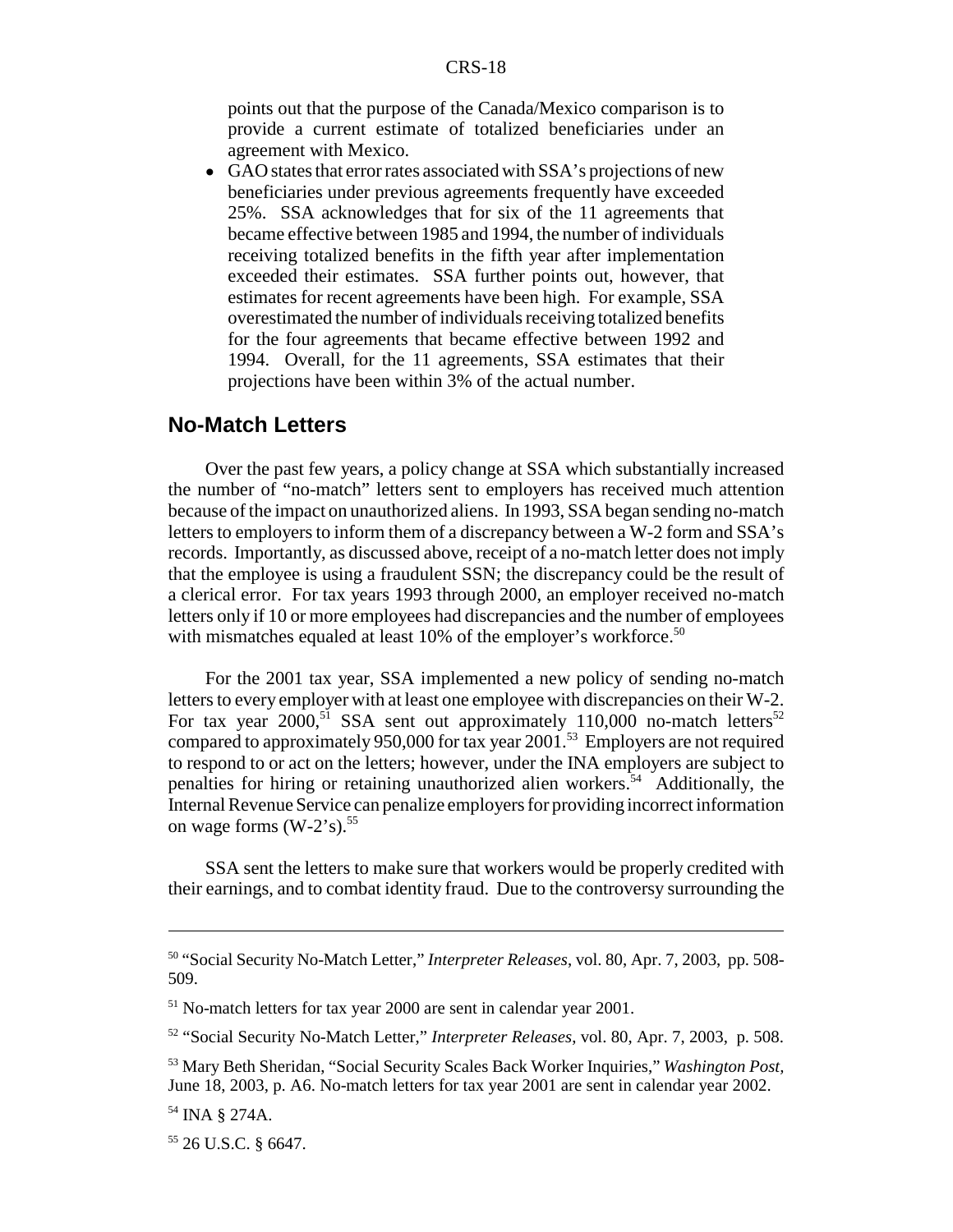points out that the purpose of the Canada/Mexico comparison is to provide a current estimate of totalized beneficiaries under an agreement with Mexico.

- GAO states that error rates associated with SSA's projections of new beneficiaries under previous agreements frequently have exceeded 25%. SSA acknowledges that for six of the 11 agreements that became effective between 1985 and 1994, the number of individuals receiving totalized benefits in the fifth year after implementation exceeded their estimates. SSA further points out, however, that estimates for recent agreements have been high. For example, SSA overestimated the number of individuals receiving totalized benefits for the four agreements that became effective between 1992 and 1994. Overall, for the 11 agreements, SSA estimates that their projections have been within 3% of the actual number.

## No-Match Letters

Over the past few years, a policy change at SSA which substantially increased the number of "no-match" letters sent to employers has received much attention because of the impact on unauthorized aliens. In 1993, SSA began sending no-match letters to employers to inform them of a discrepancy between a W-2 form and SSA's records. Importantly, as discussed above, receipt of a no-match letter does not imply that the employee is using a fraudulent SSN; the discrepancy could be the result of a clerical error. For tax years 1993 through 2000, an employer received no-match letters only if 10 or more employees had discrepancies and the number of employees with mismatches equaled at least 10% of the employer's workforce.[50]

For the 2001 tax year, SSA implemented a new policy of sending no-match letters to every employer with at least one employee with discrepancies on their W-2. For tax year 2000,[51] SSA sent out approximately 110,000 no-match letters[52] compared to approximately 950,000 for tax year 2001.[53] Employers are not required to respond to or act on the letters; however, under the INA employers are subject to penalties for hiring or retaining unauthorized alien workers.[54] Additionally, the Internal Revenue Service can penalize employers for providing incorrect information on wage forms (W-2's).[55]

SSA sent the letters to make sure that workers would be properly credited with their earnings, and to combat identity fraud. Due to the controversy surrounding the

---

[50] "Social Security No-Match Letter," *Interpreter Releases*, vol. 80, Apr. 7, 2003, pp. 508-509.

[51] No-match letters for tax year 2000 are sent in calendar year 2001.

[52] "Social Security No-Match Letter," *Interpreter Releases*, vol. 80, Apr. 7, 2003, p. 508.

[53] Mary Beth Sheridan, "Social Security Scales Back Worker Inquiries," *Washington Post*, June 18, 2003, p. A6. No-match letters for tax year 2001 are sent in calendar year 2002.

[54] INA § 274A.

[55] 26 U.S.C. § 6647.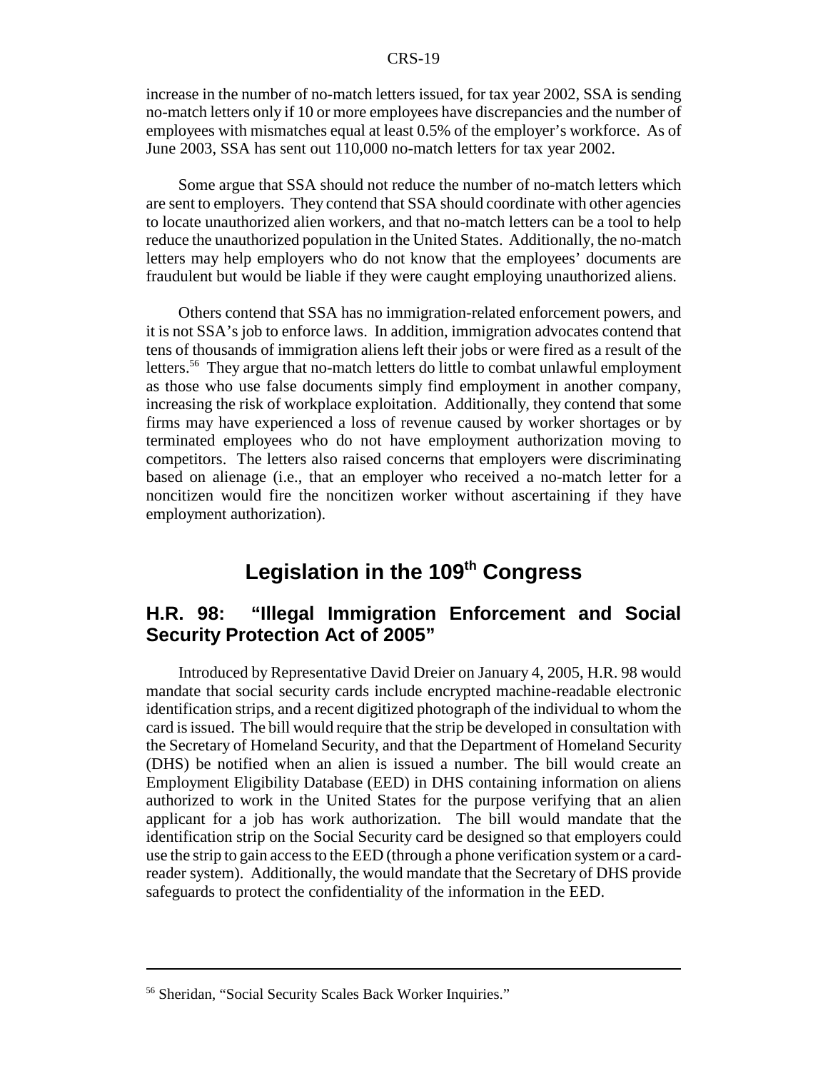increase in the number of no-match letters issued, for tax year 2002, SSA is sending no-match letters only if 10 or more employees have discrepancies and the number of employees with mismatches equal at least 0.5% of the employer's workforce. As of June 2003, SSA has sent out 110,000 no-match letters for tax year 2002.

Some argue that SSA should not reduce the number of no-match letters which are sent to employers. They contend that SSA should coordinate with other agencies to locate unauthorized alien workers, and that no-match letters can be a tool to help reduce the unauthorized population in the United States. Additionally, the no-match letters may help employers who do not know that the employees' documents are fraudulent but would be liable if they were caught employing unauthorized aliens.

Others contend that SSA has no immigration-related enforcement powers, and it is not SSA's job to enforce laws. In addition, immigration advocates contend that tens of thousands of immigration aliens left their jobs or were fired as a result of the letters.[56] They argue that no-match letters do little to combat unlawful employment as those who use false documents simply find employment in another company, increasing the risk of workplace exploitation. Additionally, they contend that some firms may have experienced a loss of revenue caused by worker shortages or by terminated employees who do not have employment authorization moving to competitors. The letters also raised concerns that employers were discriminating based on alienage (i.e., that an employer who received a no-match letter for a noncitizen would fire the noncitizen worker without ascertaining if they have employment authorization).

# Legislation in the 109th Congress

## H.R. 98: "Illegal Immigration Enforcement and Social Security Protection Act of 2005"

Introduced by Representative David Dreier on January 4, 2005, H.R. 98 would mandate that social security cards include encrypted machine-readable electronic identification strips, and a recent digitized photograph of the individual to whom the card is issued. The bill would require that the strip be developed in consultation with the Secretary of Homeland Security, and that the Department of Homeland Security (DHS) be notified when an alien is issued a number. The bill would create an Employment Eligibility Database (EED) in DHS containing information on aliens authorized to work in the United States for the purpose verifying that an alien applicant for a job has work authorization. The bill would mandate that the identification strip on the Social Security card be designed so that employers could use the strip to gain access to the EED (through a phone verification system or a card-reader system). Additionally, the would mandate that the Secretary of DHS provide safeguards to protect the confidentiality of the information in the EED.

---

[56] Sheridan, "Social Security Scales Back Worker Inquiries."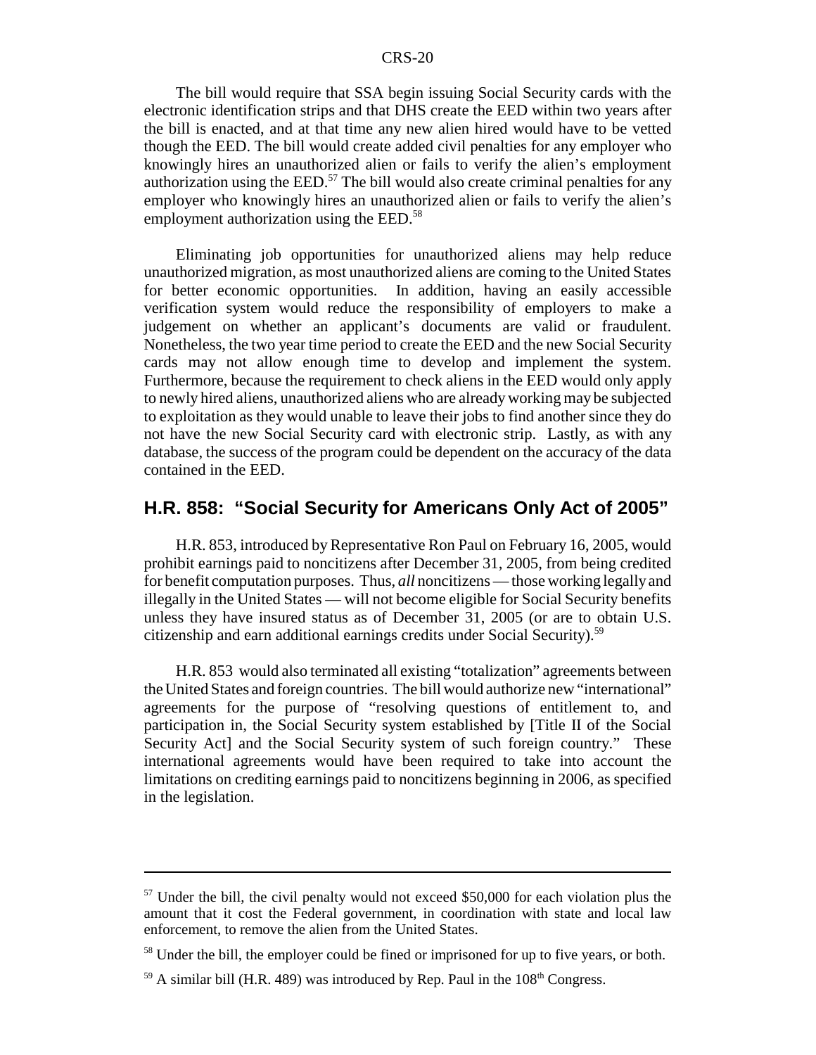The bill would require that SSA begin issuing Social Security cards with the electronic identification strips and that DHS create the EED within two years after the bill is enacted, and at that time any new alien hired would have to be vetted though the EED. The bill would create added civil penalties for any employer who knowingly hires an unauthorized alien or fails to verify the alien's employment authorization using the EED.[57] The bill would also create criminal penalties for any employer who knowingly hires an unauthorized alien or fails to verify the alien's employment authorization using the EED.[58]

Eliminating job opportunities for unauthorized aliens may help reduce unauthorized migration, as most unauthorized aliens are coming to the United States for better economic opportunities. In addition, having an easily accessible verification system would reduce the responsibility of employers to make a judgement on whether an applicant's documents are valid or fraudulent. Nonetheless, the two year time period to create the EED and the new Social Security cards may not allow enough time to develop and implement the system. Furthermore, because the requirement to check aliens in the EED would only apply to newly hired aliens, unauthorized aliens who are already working may be subjected to exploitation as they would unable to leave their jobs to find another since they do not have the new Social Security card with electronic strip. Lastly, as with any database, the success of the program could be dependent on the accuracy of the data contained in the EED.

## H.R. 858: "Social Security for Americans Only Act of 2005"

H.R. 853, introduced by Representative Ron Paul on February 16, 2005, would prohibit earnings paid to noncitizens after December 31, 2005, from being credited for benefit computation purposes. Thus, *all* noncitizens — those working legally and illegally in the United States — will not become eligible for Social Security benefits unless they have insured status as of December 31, 2005 (or are to obtain U.S. citizenship and earn additional earnings credits under Social Security).[59]

H.R. 853 would also terminated all existing "totalization" agreements between the United States and foreign countries. The bill would authorize new "international" agreements for the purpose of "resolving questions of entitlement to, and participation in, the Social Security system established by [Title II of the Social Security Act] and the Social Security system of such foreign country." These international agreements would have been required to take into account the limitations on crediting earnings paid to noncitizens beginning in 2006, as specified in the legislation.

---

[57] Under the bill, the civil penalty would not exceed $50,000 for each violation plus the amount that it cost the Federal government, in coordination with state and local law enforcement, to remove the alien from the United States.

[58] Under the bill, the employer could be fined or imprisoned for up to five years, or both.

[59] A similar bill (H.R. 489) was introduced by Rep. Paul in the 108th Congress.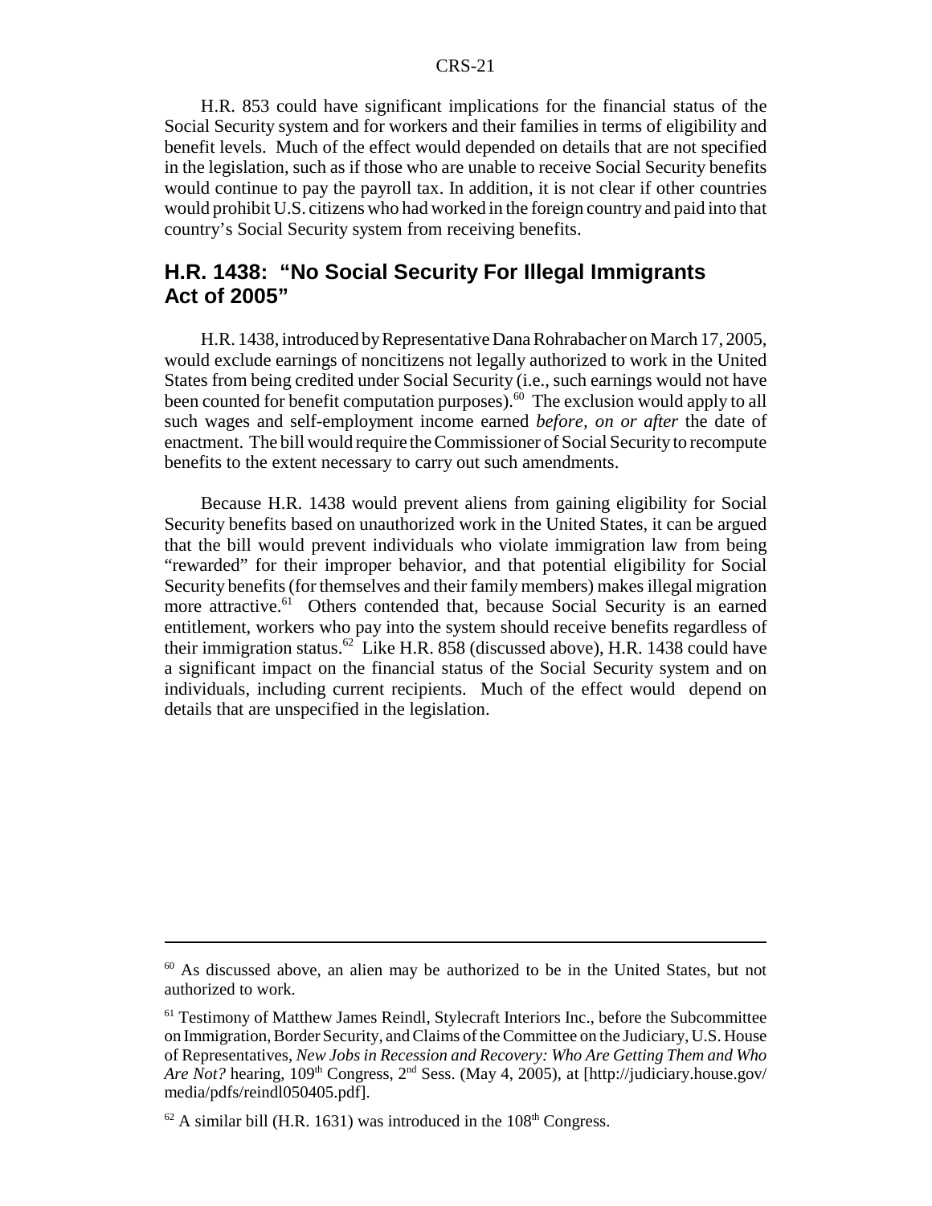H.R. 853 could have significant implications for the financial status of the Social Security system and for workers and their families in terms of eligibility and benefit levels. Much of the effect would depended on details that are not specified in the legislation, such as if those who are unable to receive Social Security benefits would continue to pay the payroll tax. In addition, it is not clear if other countries would prohibit U.S. citizens who had worked in the foreign country and paid into that country's Social Security system from receiving benefits.

## H.R. 1438: "No Social Security For Illegal Immigrants Act of 2005"

H.R. 1438, introduced by Representative Dana Rohrabacher on March 17, 2005, would exclude earnings of noncitizens not legally authorized to work in the United States from being credited under Social Security (i.e., such earnings would not have been counted for benefit computation purposes).[60] The exclusion would apply to all such wages and self-employment income earned *before, on or after* the date of enactment. The bill would require the Commissioner of Social Security to recompute benefits to the extent necessary to carry out such amendments.

Because H.R. 1438 would prevent aliens from gaining eligibility for Social Security benefits based on unauthorized work in the United States, it can be argued that the bill would prevent individuals who violate immigration law from being "rewarded" for their improper behavior, and that potential eligibility for Social Security benefits (for themselves and their family members) makes illegal migration more attractive.[61] Others contended that, because Social Security is an earned entitlement, workers who pay into the system should receive benefits regardless of their immigration status.[62] Like H.R. 858 (discussed above), H.R. 1438 could have a significant impact on the financial status of the Social Security system and on individuals, including current recipients. Much of the effect would depend on details that are unspecified in the legislation.

---

[60] As discussed above, an alien may be authorized to be in the United States, but not authorized to work.

[61] Testimony of Matthew James Reindl, Stylecraft Interiors Inc., before the Subcommittee on Immigration, Border Security, and Claims of the Committee on the Judiciary, U.S. House of Representatives, *New Jobs in Recession and Recovery: Who Are Getting Them and Who Are Not?* hearing, 109th Congress, 2nd Sess. (May 4, 2005), at [http://judiciary.house.gov/media/pdfs/reindl050405.pdf].

[62] A similar bill (H.R. 1631) was introduced in the 108th Congress.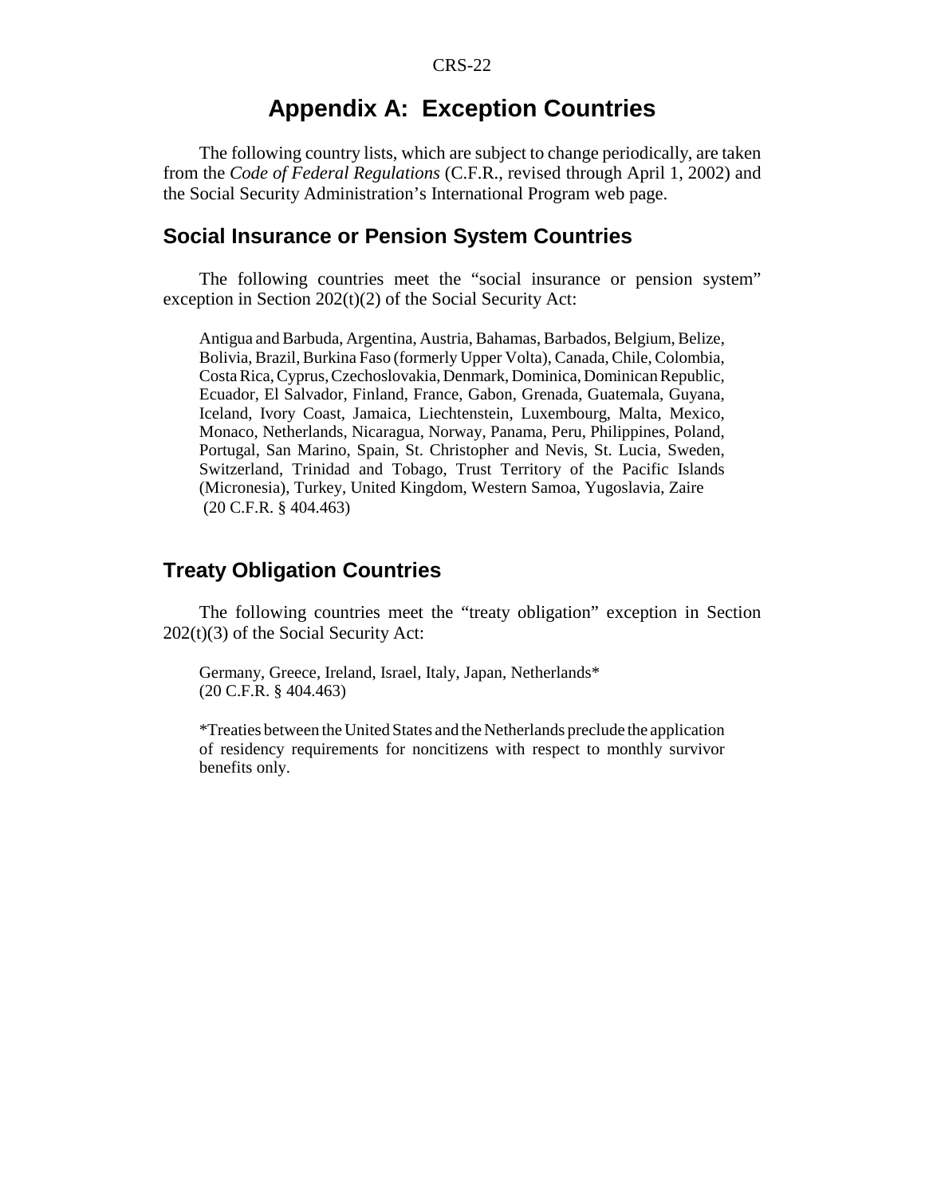# Appendix A: Exception Countries

The following country lists, which are subject to change periodically, are taken from the *Code of Federal Regulations* (C.F.R., revised through April 1, 2002) and the Social Security Administration's International Program web page.

## Social Insurance or Pension System Countries

The following countries meet the "social insurance or pension system" exception in Section 202(t)(2) of the Social Security Act:

> Antigua and Barbuda, Argentina, Austria, Bahamas, Barbados, Belgium, Belize, Bolivia, Brazil, Burkina Faso (formerly Upper Volta), Canada, Chile, Colombia, Costa Rica, Cyprus, Czechoslovakia, Denmark, Dominica, Dominican Republic, Ecuador, El Salvador, Finland, France, Gabon, Grenada, Guatemala, Guyana, Iceland, Ivory Coast, Jamaica, Liechtenstein, Luxembourg, Malta, Mexico, Monaco, Netherlands, Nicaragua, Norway, Panama, Peru, Philippines, Poland, Portugal, San Marino, Spain, St. Christopher and Nevis, St. Lucia, Sweden, Switzerland, Trinidad and Tobago, Trust Territory of the Pacific Islands (Micronesia), Turkey, United Kingdom, Western Samoa, Yugoslavia, Zaire
> (20 C.F.R. § 404.463)

## Treaty Obligation Countries

The following countries meet the "treaty obligation" exception in Section 202(t)(3) of the Social Security Act:

> Germany, Greece, Ireland, Israel, Italy, Japan, Netherlands*
> (20 C.F.R. § 404.463)
>
> *Treaties between the United States and the Netherlands preclude the application of residency requirements for noncitizens with respect to monthly survivor benefits only.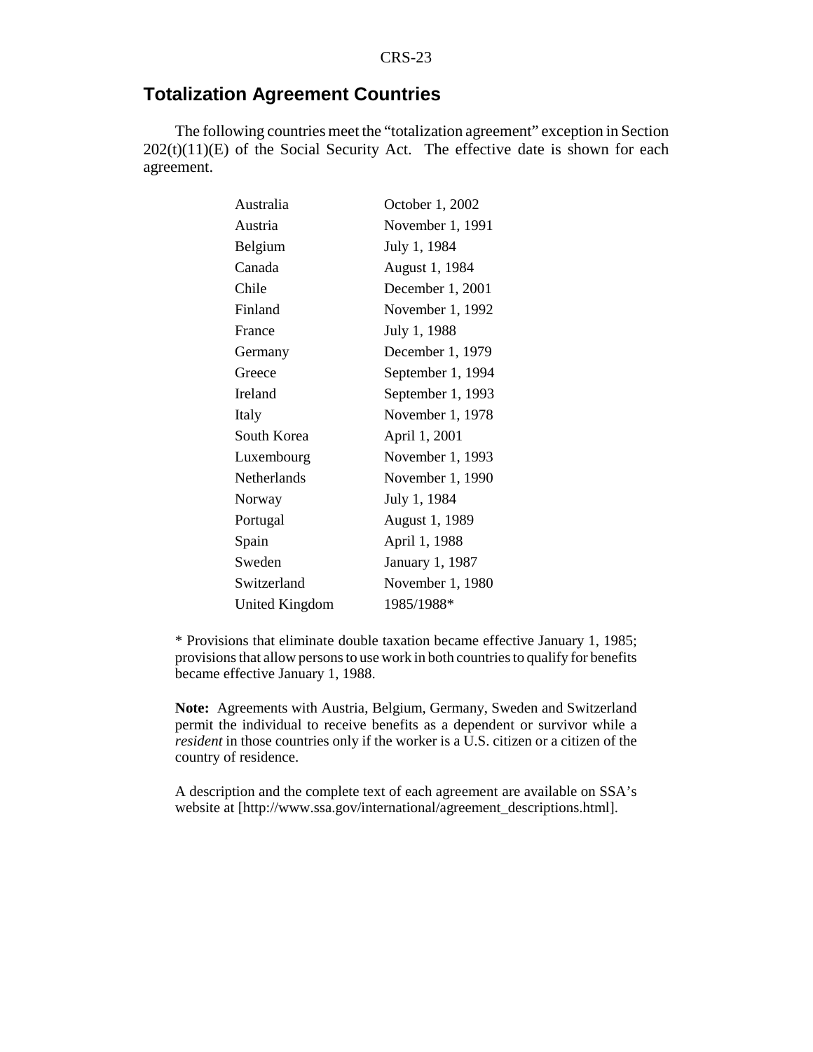## Totalization Agreement Countries

The following countries meet the "totalization agreement" exception in Section 202(t)(11)(E) of the Social Security Act. The effective date is shown for each agreement.

| | |
|---|---|
| Australia | October 1, 2002 |
| Austria | November 1, 1991 |
| Belgium | July 1, 1984 |
| Canada | August 1, 1984 |
| Chile | December 1, 2001 |
| Finland | November 1, 1992 |
| France | July 1, 1988 |
| Germany | December 1, 1979 |
| Greece | September 1, 1994 |
| Ireland | September 1, 1993 |
| Italy | November 1, 1978 |
| South Korea | April 1, 2001 |
| Luxembourg | November 1, 1993 |
| Netherlands | November 1, 1990 |
| Norway | July 1, 1984 |
| Portugal | August 1, 1989 |
| Spain | April 1, 1988 |
| Sweden | January 1, 1987 |
| Switzerland | November 1, 1980 |
| United Kingdom | 1985/1988* |

* Provisions that eliminate double taxation became effective January 1, 1985; provisions that allow persons to use work in both countries to qualify for benefits became effective January 1, 1988.

**Note:** Agreements with Austria, Belgium, Germany, Sweden and Switzerland permit the individual to receive benefits as a dependent or survivor while a *resident* in those countries only if the worker is a U.S. citizen or a citizen of the country of residence.

A description and the complete text of each agreement are available on SSA's website at [http://www.ssa.gov/international/agreement_descriptions.html].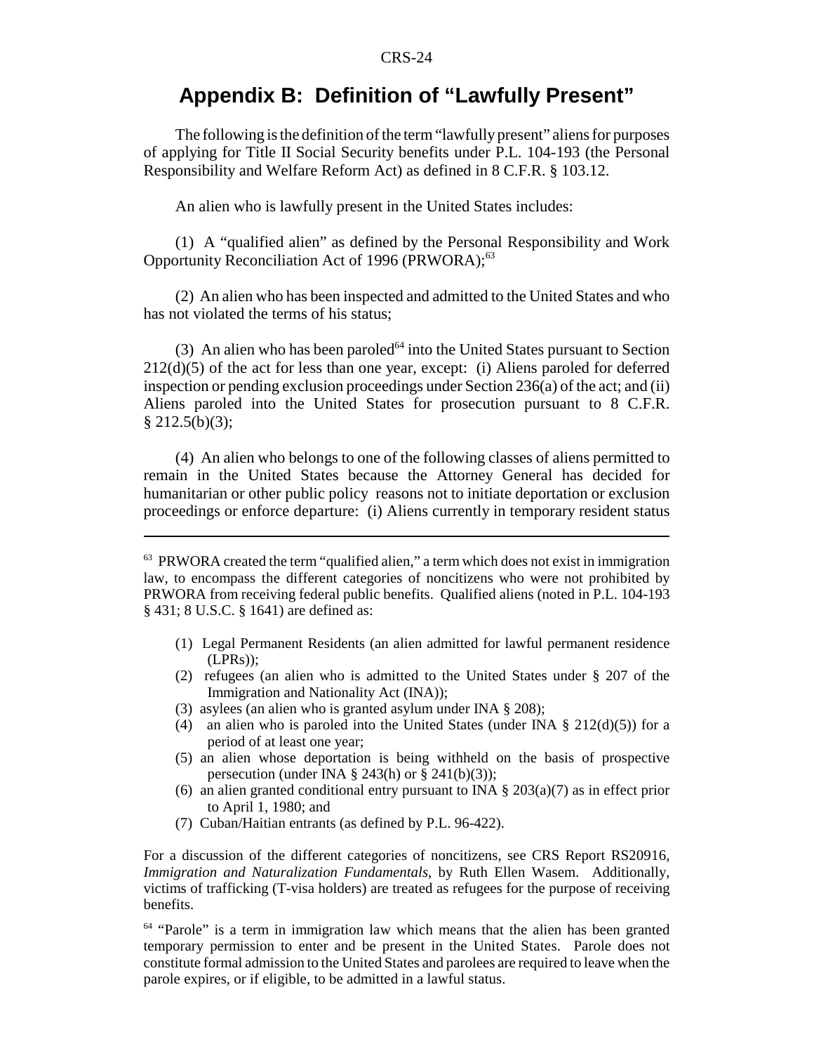## Appendix B: Definition of "Lawfully Present"

The following is the definition of the term "lawfully present" aliens for purposes of applying for Title II Social Security benefits under P.L. 104-193 (the Personal Responsibility and Welfare Reform Act) as defined in 8 C.F.R. § 103.12.

An alien who is lawfully present in the United States includes:

(1) A "qualified alien" as defined by the Personal Responsibility and Work Opportunity Reconciliation Act of 1996 (PRWORA);[63]

(2) An alien who has been inspected and admitted to the United States and who has not violated the terms of his status;

(3) An alien who has been paroled[64] into the United States pursuant to Section 212(d)(5) of the act for less than one year, except: (i) Aliens paroled for deferred inspection or pending exclusion proceedings under Section 236(a) of the act; and (ii) Aliens paroled into the United States for prosecution pursuant to 8 C.F.R. § 212.5(b)(3);

(4) An alien who belongs to one of the following classes of aliens permitted to remain in the United States because the Attorney General has decided for humanitarian or other public policy reasons not to initiate deportation or exclusion proceedings or enforce departure: (i) Aliens currently in temporary resident status

---

[63] PRWORA created the term "qualified alien," a term which does not exist in immigration law, to encompass the different categories of noncitizens who were not prohibited by PRWORA from receiving federal public benefits. Qualified aliens (noted in P.L. 104-193 § 431; 8 U.S.C. § 1641) are defined as:

(1) Legal Permanent Residents (an alien admitted for lawful permanent residence (LPRs));
(2) refugees (an alien who is admitted to the United States under § 207 of the Immigration and Nationality Act (INA));
(3) asylees (an alien who is granted asylum under INA § 208);
(4) an alien who is paroled into the United States (under INA § 212(d)(5)) for a period of at least one year;
(5) an alien whose deportation is being withheld on the basis of prospective persecution (under INA § 243(h) or § 241(b)(3));
(6) an alien granted conditional entry pursuant to INA § 203(a)(7) as in effect prior to April 1, 1980; and
(7) Cuban/Haitian entrants (as defined by P.L. 96-422).

For a discussion of the different categories of noncitizens, see CRS Report RS20916, *Immigration and Naturalization Fundamentals*, by Ruth Ellen Wasem. Additionally, victims of trafficking (T-visa holders) are treated as refugees for the purpose of receiving benefits.

[64] "Parole" is a term in immigration law which means that the alien has been granted temporary permission to enter and be present in the United States. Parole does not constitute formal admission to the United States and parolees are required to leave when the parole expires, or if eligible, to be admitted in a lawful status.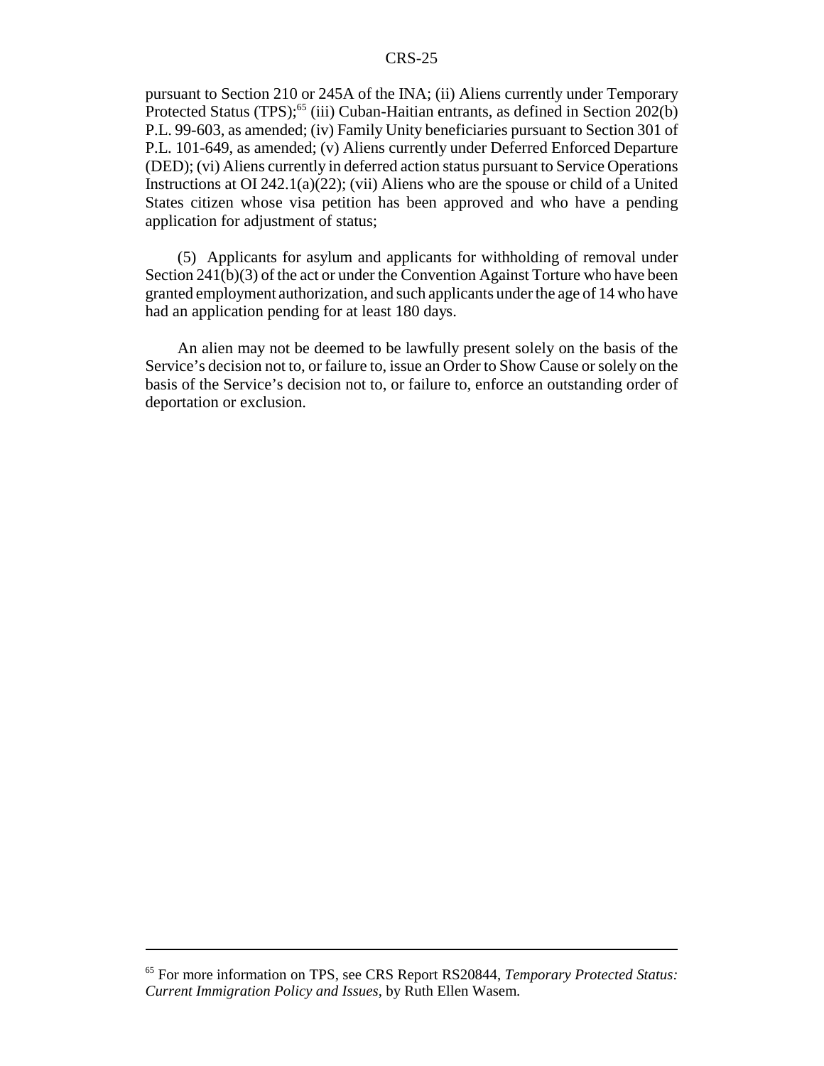pursuant to Section 210 or 245A of the INA; (ii) Aliens currently under Temporary Protected Status (TPS);[65] (iii) Cuban-Haitian entrants, as defined in Section 202(b) P.L. 99-603, as amended; (iv) Family Unity beneficiaries pursuant to Section 301 of P.L. 101-649, as amended; (v) Aliens currently under Deferred Enforced Departure (DED); (vi) Aliens currently in deferred action status pursuant to Service Operations Instructions at OI 242.1(a)(22); (vii) Aliens who are the spouse or child of a United States citizen whose visa petition has been approved and who have a pending application for adjustment of status;

(5) Applicants for asylum and applicants for withholding of removal under Section 241(b)(3) of the act or under the Convention Against Torture who have been granted employment authorization, and such applicants under the age of 14 who have had an application pending for at least 180 days.

An alien may not be deemed to be lawfully present solely on the basis of the Service's decision not to, or failure to, issue an Order to Show Cause or solely on the basis of the Service's decision not to, or failure to, enforce an outstanding order of deportation or exclusion.

---

[65] For more information on TPS, see CRS Report RS20844, *Temporary Protected Status: Current Immigration Policy and Issues*, by Ruth Ellen Wasem.